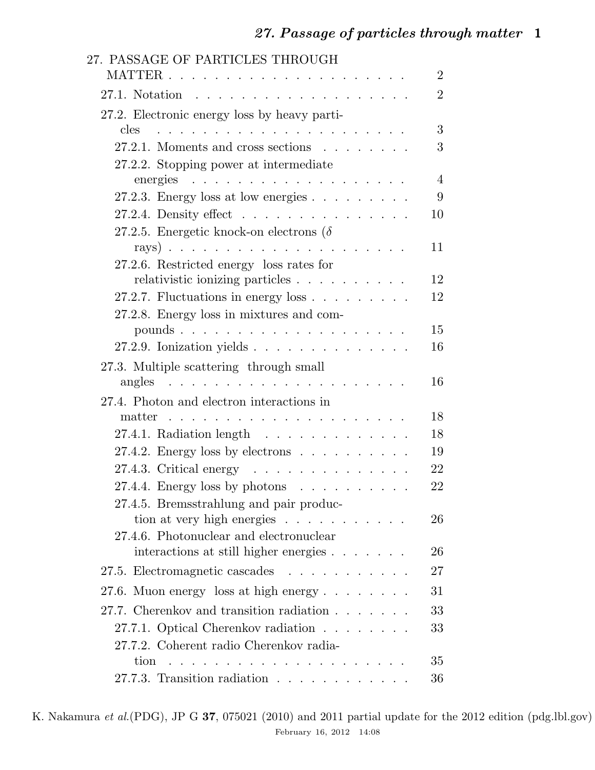27. PASSAGE OF PARTICLES THROUGH MATTER . . . . . . . . . . . . . . . . . . . . . . 2

- 27.1. Notation . . . . . . . . . . . . . . . . . . . . 2
- 27.2. Electronic energy loss by heavy particles . . . . . . . . . . . . . . . . . . . . . 3
  - 27.2.1. Moments and cross sections . . . . . . . . 3
  - 27.2.2. Stopping power at intermediate energies . . . . . . . . . . . . . . . . . . . 4
  - 27.2.3. Energy loss at low energies . . . . . . . . . 9
  - 27.2.4. Density effect . . . . . . . . . . . . . . . 10
  - 27.2.5. Energetic knock-on electrons ($\delta$ rays) . . . . . . . . . . . . . . . . . . . . 11
  - 27.2.6. Restricted energy loss rates for relativistic ionizing particles . . . . . . . . . . 12
  - 27.2.7. Fluctuations in energy loss . . . . . . . . . 12
  - 27.2.8. Energy loss in mixtures and compounds . . . . . . . . . . . . . . . . . . . . 15
  - 27.2.9. Ionization yields . . . . . . . . . . . . . . 16
- 27.3. Multiple scattering through small angles . . . . . . . . . . . . . . . . . . . . . 16
- 27.4. Photon and electron interactions in matter . . . . . . . . . . . . . . . . . . . . . 18
  - 27.4.1. Radiation length . . . . . . . . . . . . . 18
  - 27.4.2. Energy loss by electrons . . . . . . . . . . 19
  - 27.4.3. Critical energy . . . . . . . . . . . . . . 22
  - 27.4.4. Energy loss by photons . . . . . . . . . . 22
  - 27.4.5. Bremsstrahlung and pair production at very high energies . . . . . . . . . . . 26
  - 27.4.6. Photonuclear and electronuclear interactions at still higher energies . . . . . . . 26
- 27.5. Electromagnetic cascades . . . . . . . . . . . 27
- 27.6. Muon energy loss at high energy . . . . . . . . 31
- 27.7. Cherenkov and transition radiation . . . . . . . 33
  - 27.7.1. Optical Cherenkov radiation . . . . . . . . 33
  - 27.7.2. Coherent radio Cherenkov radiation . . . . . . . . . . . . . . . . . . . . . 35
  - 27.7.3. Transition radiation . . . . . . . . . . . . 36

K. Nakamura *et al.*(PDG), JP G **37**, 075021 (2010) and 2011 partial update for the 2012 edition (pdg.lbl.gov)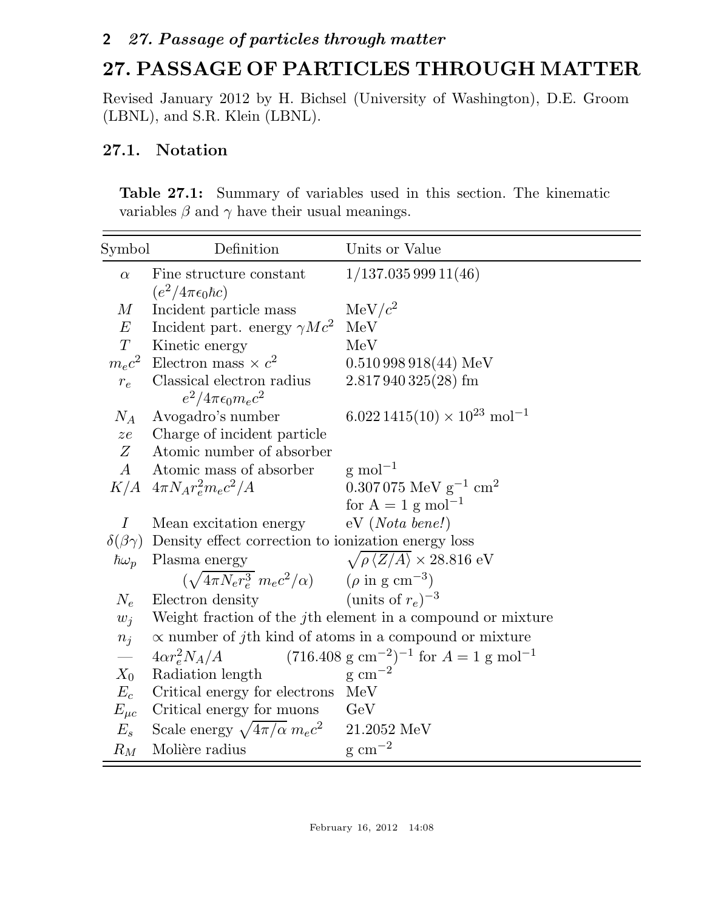# 27. PASSAGE OF PARTICLES THROUGH MATTER

Revised January 2012 by H. Bichsel (University of Washington), D.E. Groom (LBNL), and S.R. Klein (LBNL).

## 27.1. Notation

**Table 27.1:** Summary of variables used in this section. The kinematic variables $\beta$ and $\gamma$ have their usual meanings.

| Symbol | Definition | Units or Value |
|---|---|---|
| $\alpha$ | Fine structure constant ($e^2/4\pi\epsilon_0\hbar c$) | $1/137.035\,999\,11(46)$ |
| $M$ | Incident particle mass | $\mathrm{MeV}/c^2$ |
| $E$ | Incident part. energy $\gamma Mc^2$ | MeV |
| $T$ | Kinetic energy | MeV |
| $m_ec^2$ | Electron mass $\times\, c^2$ | $0.510\,998\,918(44)$ MeV |
| $r_e$ | Classical electron radius $e^2/4\pi\epsilon_0 m_ec^2$ | $2.817\,940\,325(28)$ fm |
| $N_A$ | Avogadro's number | $6.022\,1415(10) \times 10^{23}\ \mathrm{mol}^{-1}$ |
| $ze$ | Charge of incident particle | |
| $Z$ | Atomic number of absorber | |
| $A$ | Atomic mass of absorber | $\mathrm{g\ mol}^{-1}$ |
| $K/A$ | $4\pi N_A r_e^2 m_ec^2/A$ | $0.307\,075\ \mathrm{MeV\ g}^{-1}\ \mathrm{cm}^2$ for $\mathrm{A} = 1\ \mathrm{g\ mol}^{-1}$ |
| $I$ | Mean excitation energy | eV (*Nota bene!*) |
| $\delta(\beta\gamma)$ | Density effect correction to ionization energy loss | |
| $\hbar\omega_p$ | Plasma energy ($\sqrt{4\pi N_e r_e^3}\ m_ec^2/\alpha$) | $\sqrt{\rho\,\langle Z/A\rangle} \times 28.816$ eV ($\rho$ in $\mathrm{g\ cm}^{-3}$) |
| $N_e$ | Electron density | (units of $r_e$)$^{-3}$ |
| $w_j$ | Weight fraction of the $j$th element in a compound or mixture | |
| $n_j$ | $\propto$ number of $j$th kind of atoms in a compound or mixture | |
| — | $4\alpha r_e^2 N_A/A$ | $(716.408\ \mathrm{g\ cm}^{-2})^{-1}$ for $A = 1\ \mathrm{g\ mol}^{-1}$ |
| $X_0$ | Radiation length | $\mathrm{g\ cm}^{-2}$ |
| $E_c$ | Critical energy for electrons | MeV |
| $E_{\mu c}$ | Critical energy for muons | GeV |
| $E_s$ | Scale energy $\sqrt{4\pi/\alpha}\ m_ec^2$ | 21.2052 MeV |
| $R_M$ | Molière radius | $\mathrm{g\ cm}^{-2}$ |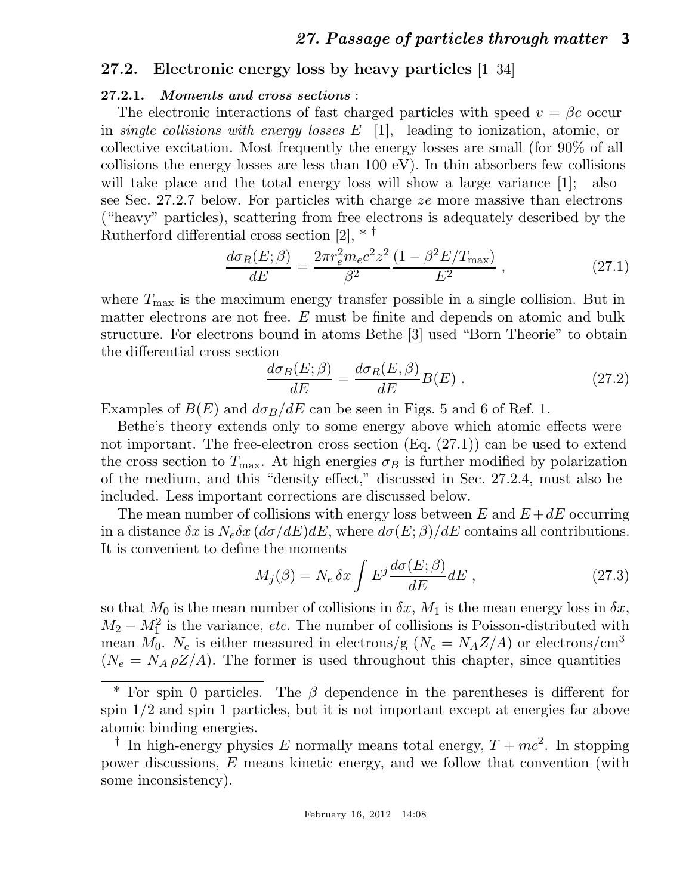## 27.2. Electronic energy loss by heavy particles [1–34]

### 27.2.1. *Moments and cross sections* :

The electronic interactions of fast charged particles with speed $v = \beta c$ occur in *single collisions with energy losses* $E$ [1], leading to ionization, atomic, or collective excitation. Most frequently the energy losses are small (for 90% of all collisions the energy losses are less than 100 eV). In thin absorbers few collisions will take place and the total energy loss will show a large variance [1]; also see Sec. 27.2.7 below. For particles with charge $ze$ more massive than electrons ("heavy" particles), scattering from free electrons is adequately described by the Rutherford differential cross section [2], * †

$$\frac{d\sigma_R(E;\beta)}{dE} = \frac{2\pi r_e^2 m_e c^2 z^2}{\beta^2} \frac{(1 - \beta^2 E/T_{\max})}{E^2} , \tag{27.1}$$

where $T_{\max}$ is the maximum energy transfer possible in a single collision. But in matter electrons are not free. $E$ must be finite and depends on atomic and bulk structure. For electrons bound in atoms Bethe [3] used "Born Theorie" to obtain the differential cross section

$$\frac{d\sigma_B(E;\beta)}{dE} = \frac{d\sigma_R(E,\beta)}{dE} B(E) . \tag{27.2}$$

Examples of $B(E)$ and $d\sigma_B/dE$ can be seen in Figs. 5 and 6 of Ref. 1.

Bethe's theory extends only to some energy above which atomic effects were not important. The free-electron cross section (Eq. (27.1)) can be used to extend the cross section to $T_{\max}$. At high energies $\sigma_B$ is further modified by polarization of the medium, and this "density effect," discussed in Sec. 27.2.4, must also be included. Less important corrections are discussed below.

The mean number of collisions with energy loss between $E$ and $E + dE$ occurring in a distance $\delta x$ is $N_e \delta x \, (d\sigma/dE)dE$, where $d\sigma(E;\beta)/dE$ contains all contributions. It is convenient to define the moments

$$M_j(\beta) = N_e \, \delta x \int E^j \frac{d\sigma(E;\beta)}{dE} dE , \tag{27.3}$$

so that $M_0$ is the mean number of collisions in $\delta x$, $M_1$ is the mean energy loss in $\delta x$, $M_2 - M_1^2$ is the variance, *etc.* The number of collisions is Poisson-distributed with mean $M_0$. $N_e$ is either measured in electrons/g ($N_e = N_A Z/A$) or electrons/cm$^3$ ($N_e = N_A \, \rho Z/A$). The former is used throughout this chapter, since quantities

---

* For spin 0 particles. The $\beta$ dependence in the parentheses is different for spin 1/2 and spin 1 particles, but it is not important except at energies far above atomic binding energies.

† In high-energy physics $E$ normally means total energy, $T + mc^2$. In stopping power discussions, $E$ means kinetic energy, and we follow that convention (with some inconsistency).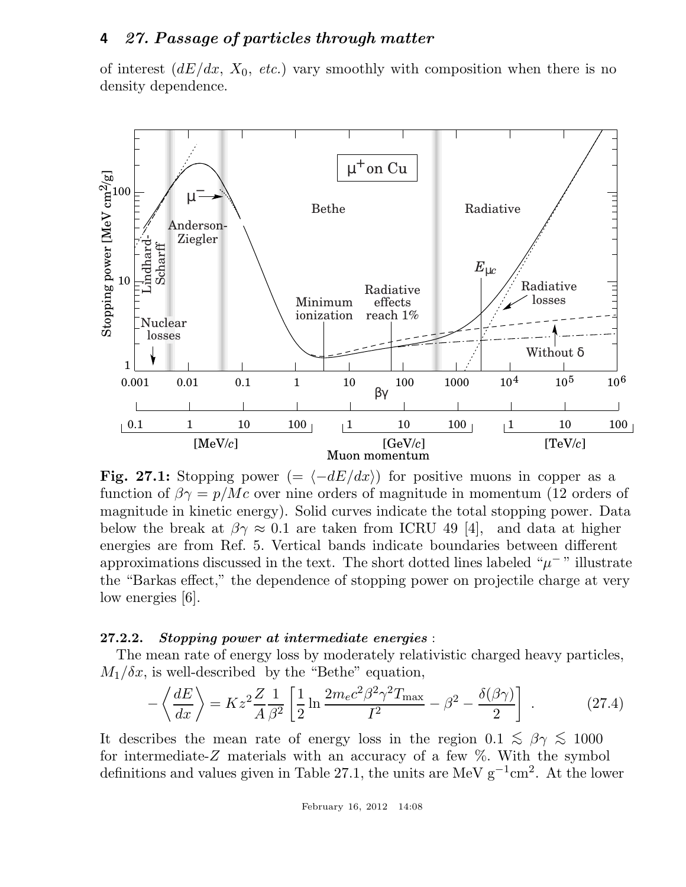of interest ($dE/dx$, $X_0$, *etc.*) vary smoothly with composition when there is no density dependence.

**Fig. 27.1:** Stopping power ($= \langle -dE/dx \rangle$) for positive muons in copper as a function of $\beta\gamma = p/Mc$ over nine orders of magnitude in momentum (12 orders of magnitude in kinetic energy). Solid curves indicate the total stopping power. Data below the break at $\beta\gamma \approx 0.1$ are taken from ICRU 49 [4], and data at higher energies are from Ref. 5. Vertical bands indicate boundaries between different approximations discussed in the text. The short dotted lines labeled "$\mu^-$" illustrate the "Barkas effect," the dependence of stopping power on projectile charge at very low energies [6].

### 27.2.2. *Stopping power at intermediate energies* :

The mean rate of energy loss by moderately relativistic charged heavy particles, $M_1/\delta x$, is well-described by the "Bethe" equation,

$$-\left\langle \frac{dE}{dx} \right\rangle = K z^2 \frac{Z}{A} \frac{1}{\beta^2} \left[ \frac{1}{2} \ln \frac{2 m_e c^2 \beta^2 \gamma^2 T_{\max}}{I^2} - \beta^2 - \frac{\delta(\beta\gamma)}{2} \right] . \qquad (27.4)$$

It describes the mean rate of energy loss in the region $0.1 \lesssim \beta\gamma \lesssim 1000$ for intermediate-$Z$ materials with an accuracy of a few %. With the symbol definitions and values given in Table 27.1, the units are MeV $\mathrm{g}^{-1}\mathrm{cm}^2$. At the lower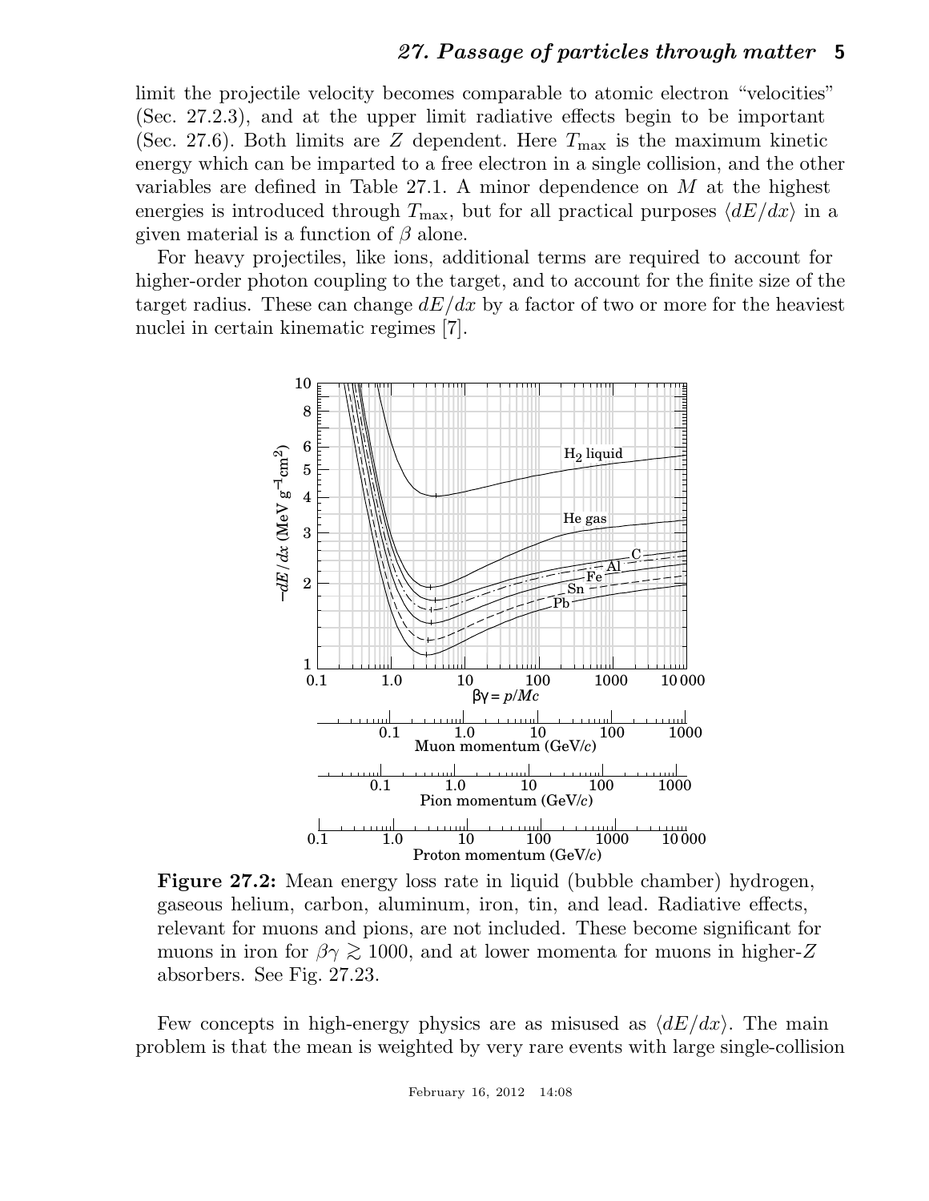limit the projectile velocity becomes comparable to atomic electron "velocities" (Sec. 27.2.3), and at the upper limit radiative effects begin to be important (Sec. 27.6). Both limits are $Z$ dependent. Here $T_{\max}$ is the maximum kinetic energy which can be imparted to a free electron in a single collision, and the other variables are defined in Table 27.1. A minor dependence on $M$ at the highest energies is introduced through $T_{\max}$, but for all practical purposes $\langle dE/dx \rangle$ in a given material is a function of $\beta$ alone.

For heavy projectiles, like ions, additional terms are required to account for higher-order photon coupling to the target, and to account for the finite size of the target radius. These can change $dE/dx$ by a factor of two or more for the heaviest nuclei in certain kinematic regimes [7].

**Figure 27.2:** Mean energy loss rate in liquid (bubble chamber) hydrogen, gaseous helium, carbon, aluminum, iron, tin, and lead. Radiative effects, relevant for muons and pions, are not included. These become significant for muons in iron for $\beta\gamma \gtrsim 1000$, and at lower momenta for muons in higher-$Z$ absorbers. See Fig. 27.23.

Few concepts in high-energy physics are as misused as $\langle dE/dx \rangle$. The main problem is that the mean is weighted by very rare events with large single-collision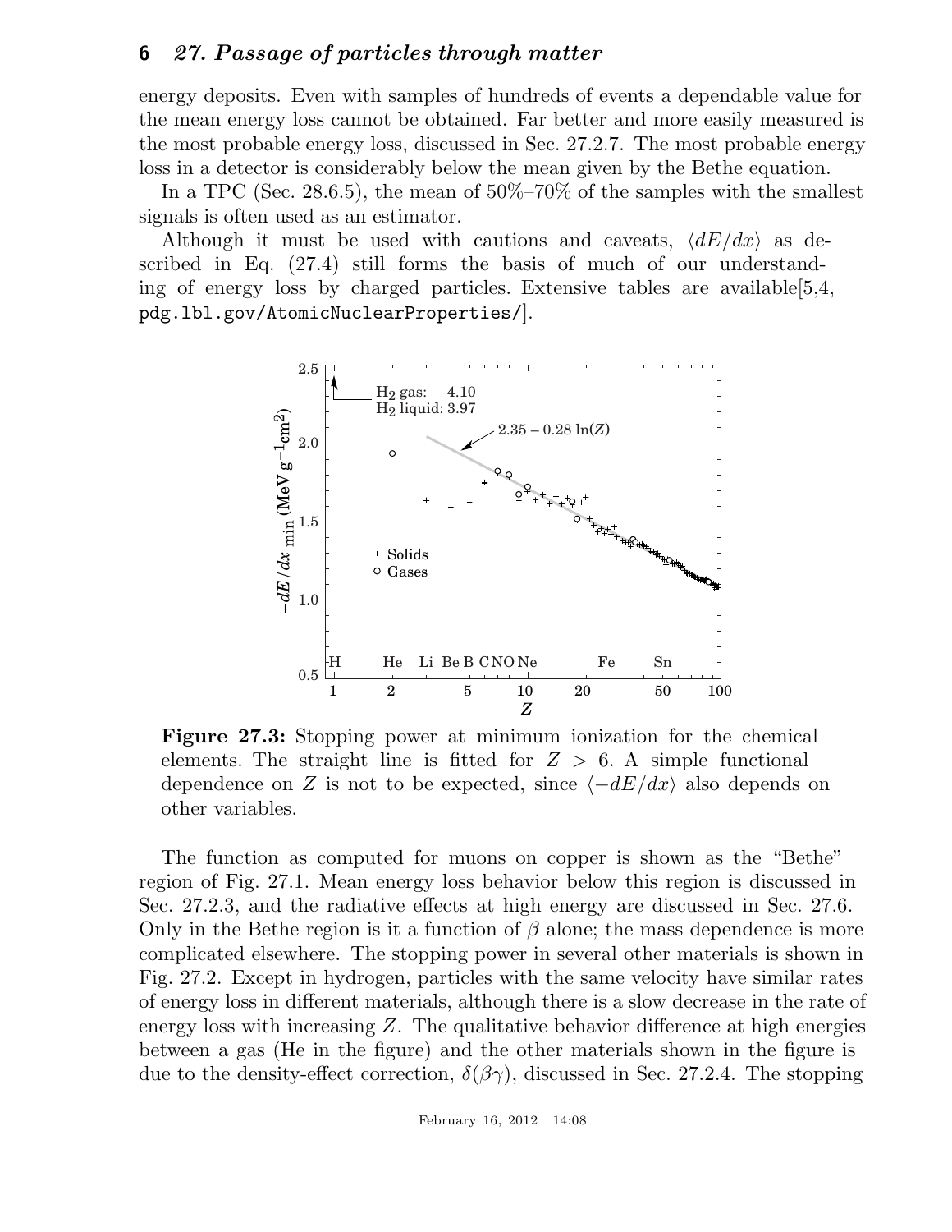energy deposits. Even with samples of hundreds of events a dependable value for the mean energy loss cannot be obtained. Far better and more easily measured is the most probable energy loss, discussed in Sec. 27.2.7. The most probable energy loss in a detector is considerably below the mean given by the Bethe equation.

In a TPC (Sec. 28.6.5), the mean of 50%–70% of the samples with the smallest signals is often used as an estimator.

Although it must be used with cautions and caveats, $\langle dE/dx \rangle$ as described in Eq. (27.4) still forms the basis of much of our understanding of energy loss by charged particles. Extensive tables are available[5,4, pdg.lbl.gov/AtomicNuclearProperties/].

**Figure 27.3:** Stopping power at minimum ionization for the chemical elements. The straight line is fitted for $Z > 6$. A simple functional dependence on $Z$ is not to be expected, since $\langle -dE/dx \rangle$ also depends on other variables.

The function as computed for muons on copper is shown as the "Bethe" region of Fig. 27.1. Mean energy loss behavior below this region is discussed in Sec. 27.2.3, and the radiative effects at high energy are discussed in Sec. 27.6. Only in the Bethe region is it a function of $\beta$ alone; the mass dependence is more complicated elsewhere. The stopping power in several other materials is shown in Fig. 27.2. Except in hydrogen, particles with the same velocity have similar rates of energy loss in different materials, although there is a slow decrease in the rate of energy loss with increasing $Z$. The qualitative behavior difference at high energies between a gas (He in the figure) and the other materials shown in the figure is due to the density-effect correction, $\delta(\beta\gamma)$, discussed in Sec. 27.2.4. The stopping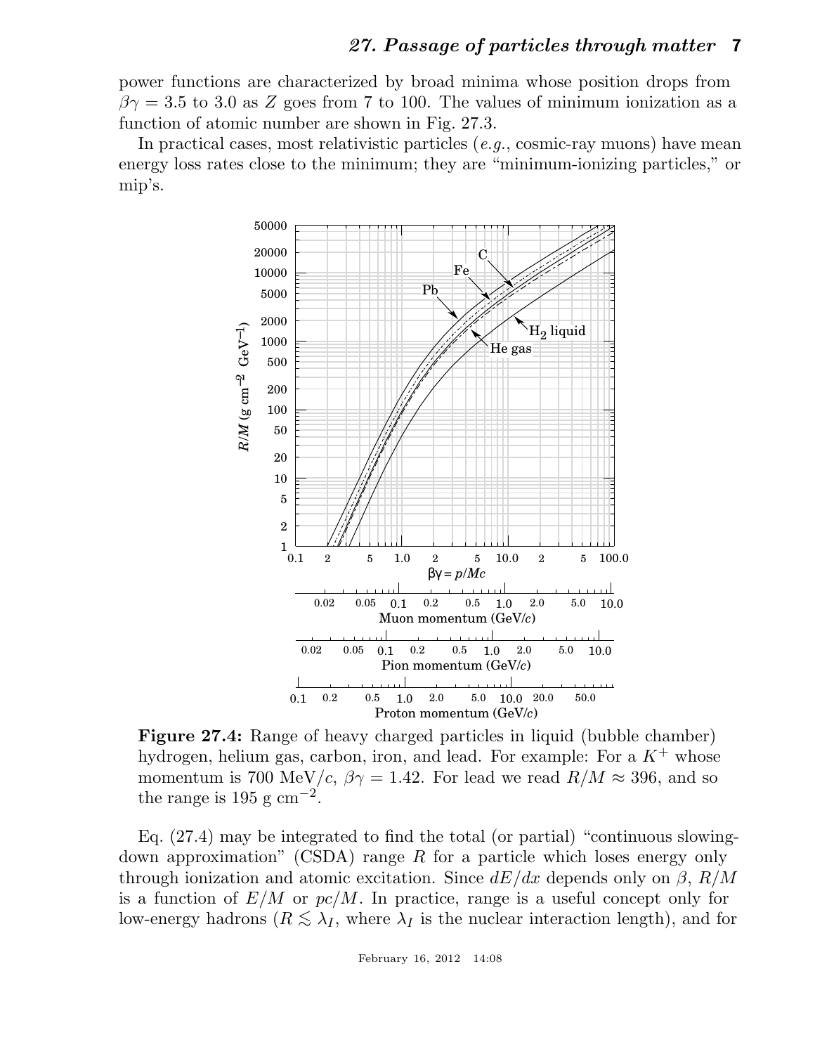power functions are characterized by broad minima whose position drops from $\beta\gamma = 3.5$ to 3.0 as $Z$ goes from 7 to 100. The values of minimum ionization as a function of atomic number are shown in Fig. 27.3.

In practical cases, most relativistic particles (*e.g.*, cosmic-ray muons) have mean energy loss rates close to the minimum; they are "minimum-ionizing particles," or mip's.

**Figure 27.4:** Range of heavy charged particles in liquid (bubble chamber) hydrogen, helium gas, carbon, iron, and lead. For example: For a $K^+$ whose momentum is 700 MeV/$c$, $\beta\gamma = 1.42$. For lead we read $R/M \approx 396$, and so the range is 195 g cm$^{-2}$.

Eq. (27.4) may be integrated to find the total (or partial) "continuous slowing-down approximation" (CSDA) range $R$ for a particle which loses energy only through ionization and atomic excitation. Since $dE/dx$ depends only on $\beta$, $R/M$ is a function of $E/M$ or $pc/M$. In practice, range is a useful concept only for low-energy hadrons ($R \lesssim \lambda_I$, where $\lambda_I$ is the nuclear interaction length), and for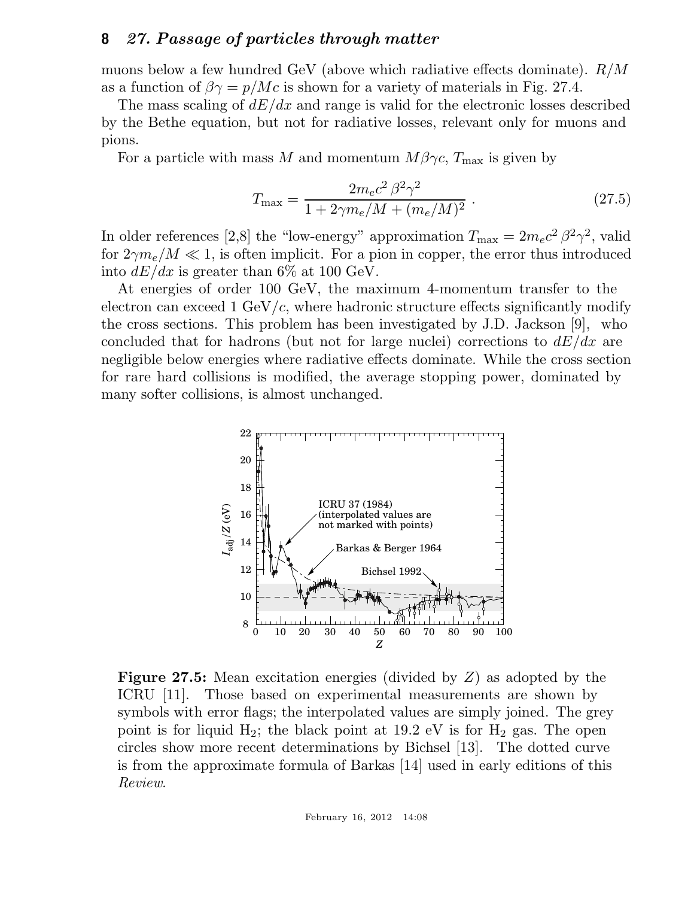muons below a few hundred GeV (above which radiative effects dominate). $R/M$ as a function of $\beta\gamma = p/Mc$ is shown for a variety of materials in Fig. 27.4.

The mass scaling of $dE/dx$ and range is valid for the electronic losses described by the Bethe equation, but not for radiative losses, relevant only for muons and pions.

For a particle with mass $M$ and momentum $M\beta\gamma c$, $T_{\max}$ is given by

$$T_{\max} = \frac{2m_e c^2 \, \beta^2\gamma^2}{1 + 2\gamma m_e/M + (m_e/M)^2} \; . \tag{27.5}$$

In older references [2,8] the "low-energy" approximation $T_{\max} = 2m_e c^2 \, \beta^2\gamma^2$, valid for $2\gamma m_e/M \ll 1$, is often implicit. For a pion in copper, the error thus introduced into $dE/dx$ is greater than 6% at 100 GeV.

At energies of order 100 GeV, the maximum 4-momentum transfer to the electron can exceed 1 GeV/$c$, where hadronic structure effects significantly modify the cross sections. This problem has been investigated by J.D. Jackson [9], who concluded that for hadrons (but not for large nuclei) corrections to $dE/dx$ are negligible below energies where radiative effects dominate. While the cross section for rare hard collisions is modified, the average stopping power, dominated by many softer collisions, is almost unchanged.

**Figure 27.5:** Mean excitation energies (divided by $Z$) as adopted by the ICRU [11]. Those based on experimental measurements are shown by symbols with error flags; the interpolated values are simply joined. The grey point is for liquid $H_2$; the black point at 19.2 eV is for $H_2$ gas. The open circles show more recent determinations by Bichsel [13]. The dotted curve is from the approximate formula of Barkas [14] used in early editions of this *Review*.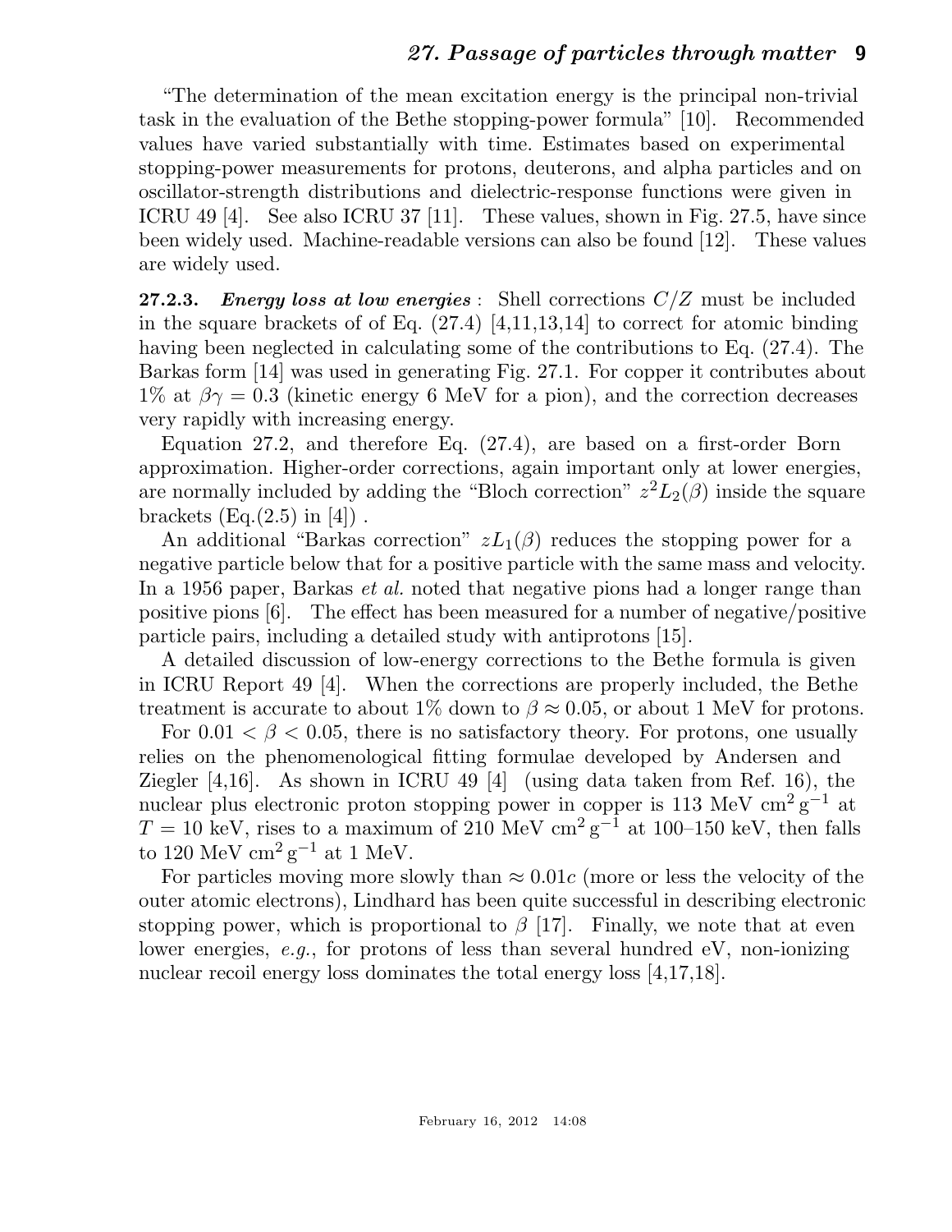"The determination of the mean excitation energy is the principal non-trivial task in the evaluation of the Bethe stopping-power formula" [10]. Recommended values have varied substantially with time. Estimates based on experimental stopping-power measurements for protons, deuterons, and alpha particles and on oscillator-strength distributions and dielectric-response functions were given in ICRU 49 [4]. See also ICRU 37 [11]. These values, shown in Fig. 27.5, have since been widely used. Machine-readable versions can also be found [12]. These values are widely used.

**27.2.3.** ***Energy loss at low energies*** : Shell corrections $C/Z$ must be included in the square brackets of of Eq. (27.4) [4,11,13,14] to correct for atomic binding having been neglected in calculating some of the contributions to Eq. (27.4). The Barkas form [14] was used in generating Fig. 27.1. For copper it contributes about 1% at $\beta\gamma = 0.3$ (kinetic energy 6 MeV for a pion), and the correction decreases very rapidly with increasing energy.

Equation 27.2, and therefore Eq. (27.4), are based on a first-order Born approximation. Higher-order corrections, again important only at lower energies, are normally included by adding the "Bloch correction" $z^2 L_2(\beta)$ inside the square brackets (Eq.(2.5) in [4]) .

An additional "Barkas correction" $zL_1(\beta)$ reduces the stopping power for a negative particle below that for a positive particle with the same mass and velocity. In a 1956 paper, Barkas *et al.* noted that negative pions had a longer range than positive pions [6]. The effect has been measured for a number of negative/positive particle pairs, including a detailed study with antiprotons [15].

A detailed discussion of low-energy corrections to the Bethe formula is given in ICRU Report 49 [4]. When the corrections are properly included, the Bethe treatment is accurate to about 1% down to $\beta \approx 0.05$, or about 1 MeV for protons.

For $0.01 < \beta < 0.05$, there is no satisfactory theory. For protons, one usually relies on the phenomenological fitting formulae developed by Andersen and Ziegler [4,16]. As shown in ICRU 49 [4] (using data taken from Ref. 16), the nuclear plus electronic proton stopping power in copper is 113 MeV cm$^2$ g$^{-1}$ at $T = 10$ keV, rises to a maximum of 210 MeV cm$^2$ g$^{-1}$ at 100–150 keV, then falls to 120 MeV cm$^2$ g$^{-1}$ at 1 MeV.

For particles moving more slowly than $\approx 0.01c$ (more or less the velocity of the outer atomic electrons), Lindhard has been quite successful in describing electronic stopping power, which is proportional to $\beta$ [17]. Finally, we note that at even lower energies, *e.g.*, for protons of less than several hundred eV, non-ionizing nuclear recoil energy loss dominates the total energy loss [4,17,18].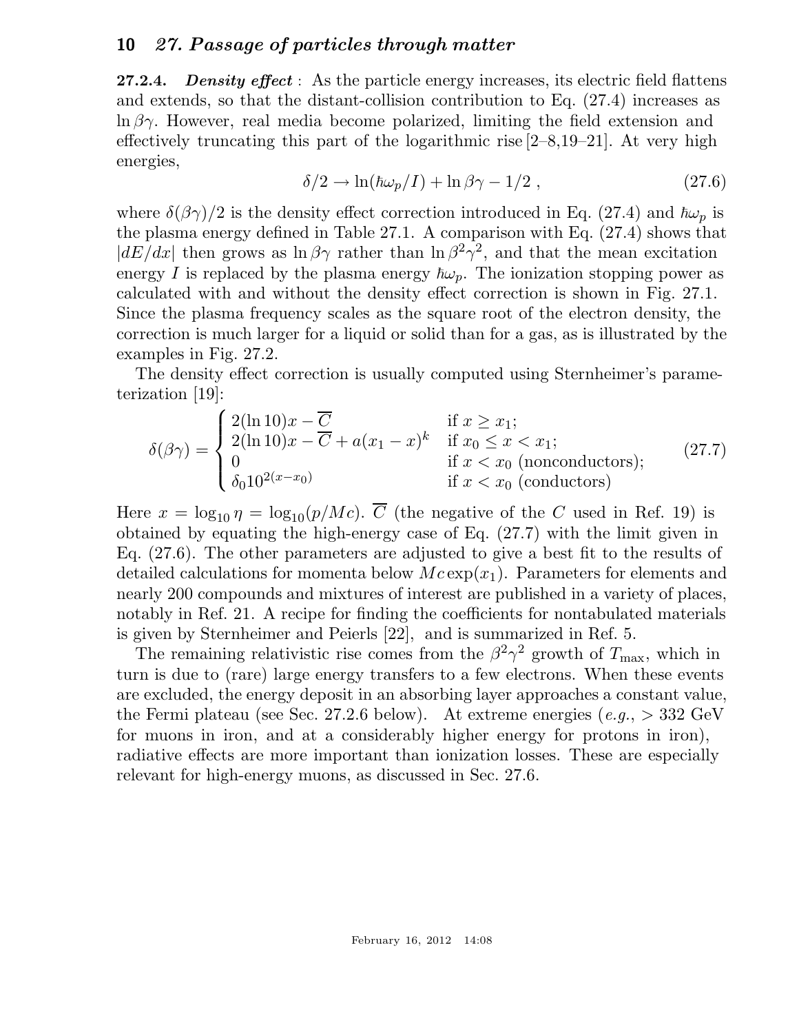**27.2.4.** ***Density effect*** : As the particle energy increases, its electric field flattens and extends, so that the distant-collision contribution to Eq. (27.4) increases as $\ln \beta\gamma$. However, real media become polarized, limiting the field extension and effectively truncating this part of the logarithmic rise [2–8,19–21]. At very high energies,

$$\delta/2 \to \ln(\hbar\omega_p/I) + \ln \beta\gamma - 1/2 \ , \tag{27.6}$$

where $\delta(\beta\gamma)/2$ is the density effect correction introduced in Eq. (27.4) and $\hbar\omega_p$ is the plasma energy defined in Table 27.1. A comparison with Eq. (27.4) shows that $|dE/dx|$ then grows as $\ln \beta\gamma$ rather than $\ln \beta^2\gamma^2$, and that the mean excitation energy $I$ is replaced by the plasma energy $\hbar\omega_p$. The ionization stopping power as calculated with and without the density effect correction is shown in Fig. 27.1. Since the plasma frequency scales as the square root of the electron density, the correction is much larger for a liquid or solid than for a gas, as is illustrated by the examples in Fig. 27.2.

The density effect correction is usually computed using Sternheimer's parameterization [19]:

$$\delta(\beta\gamma) = \begin{cases} 2(\ln 10)x - \overline{C} & \text{if } x \geq x_1; \\ 2(\ln 10)x - \overline{C} + a(x_1 - x)^k & \text{if } x_0 \leq x < x_1; \\ 0 & \text{if } x < x_0 \text{ (nonconductors)}; \\ \delta_0 10^{2(x-x_0)} & \text{if } x < x_0 \text{ (conductors)} \end{cases} \tag{27.7}$$

Here $x = \log_{10} \eta = \log_{10}(p/Mc)$. $\overline{C}$ (the negative of the $C$ used in Ref. 19) is obtained by equating the high-energy case of Eq. (27.7) with the limit given in Eq. (27.6). The other parameters are adjusted to give a best fit to the results of detailed calculations for momenta below $Mc \exp(x_1)$. Parameters for elements and nearly 200 compounds and mixtures of interest are published in a variety of places, notably in Ref. 21. A recipe for finding the coefficients for nontabulated materials is given by Sternheimer and Peierls [22], and is summarized in Ref. 5.

The remaining relativistic rise comes from the $\beta^2\gamma^2$ growth of $T_{\rm max}$, which in turn is due to (rare) large energy transfers to a few electrons. When these events are excluded, the energy deposit in an absorbing layer approaches a constant value, the Fermi plateau (see Sec. 27.2.6 below). At extreme energies (*e.g.*, > 332 GeV for muons in iron, and at a considerably higher energy for protons in iron), radiative effects are more important than ionization losses. These are especially relevant for high-energy muons, as discussed in Sec. 27.6.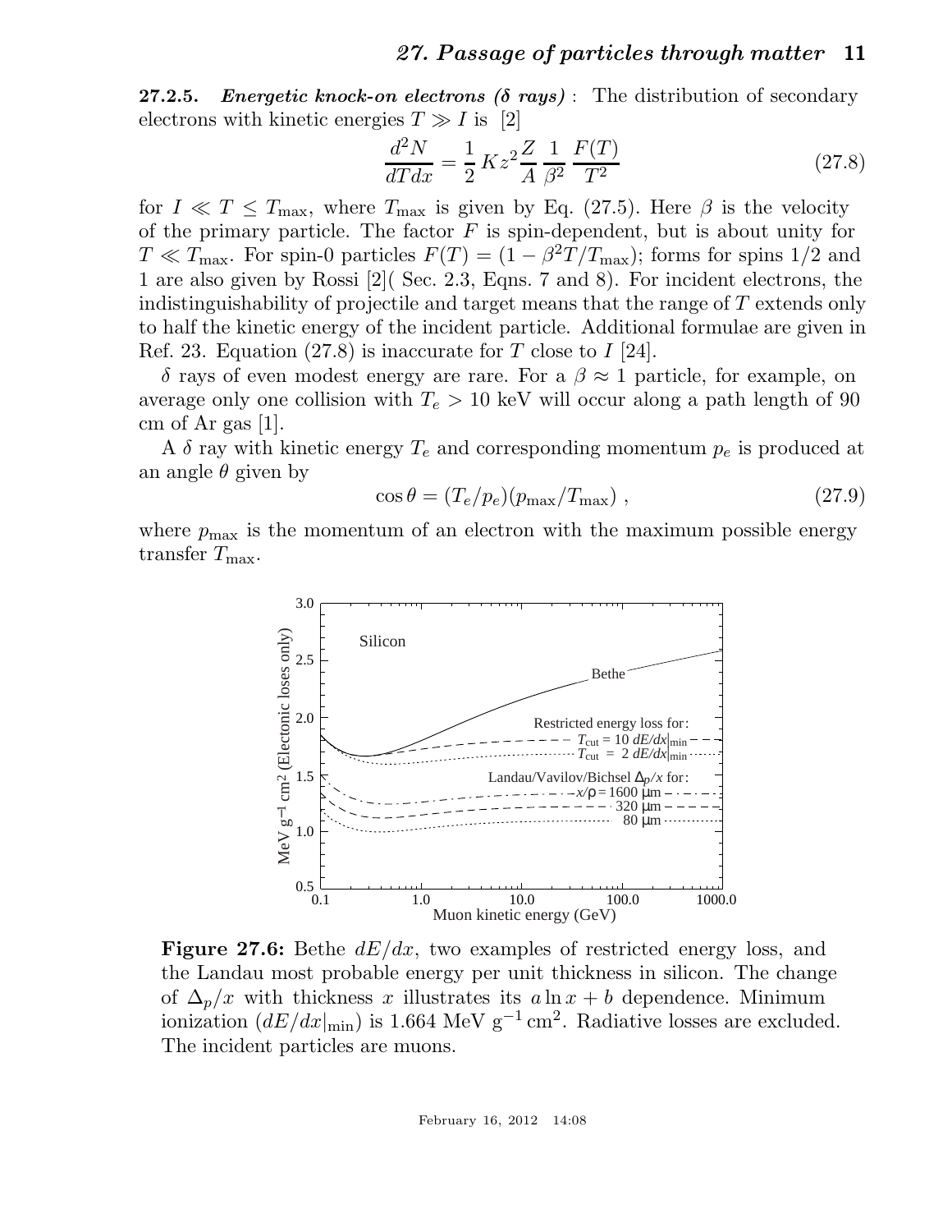**27.2.5. *Energetic knock-on electrons (δ rays)*** : The distribution of secondary electrons with kinetic energies $T \gg I$ is [2]

$$\frac{d^2N}{dTdx} = \frac{1}{2}\,Kz^2\frac{Z}{A}\,\frac{1}{\beta^2}\,\frac{F(T)}{T^2} \tag{27.8}$$

for $I \ll T \leq T_{\max}$, where $T_{\max}$ is given by Eq. (27.5). Here $\beta$ is the velocity of the primary particle. The factor $F$ is spin-dependent, but is about unity for $T \ll T_{\max}$. For spin-0 particles $F(T) = (1 - \beta^2 T/T_{\max})$; forms for spins 1/2 and 1 are also given by Rossi [2]( Sec. 2.3, Eqns. 7 and 8). For incident electrons, the indistinguishability of projectile and target means that the range of $T$ extends only to half the kinetic energy of the incident particle. Additional formulae are given in Ref. 23. Equation (27.8) is inaccurate for $T$ close to $I$ [24].

$\delta$ rays of even modest energy are rare. For a $\beta \approx 1$ particle, for example, on average only one collision with $T_e > 10$ keV will occur along a path length of 90 cm of Ar gas [1].

A $\delta$ ray with kinetic energy $T_e$ and corresponding momentum $p_e$ is produced at an angle $\theta$ given by

$$\cos\theta = (T_e/p_e)(p_{\max}/T_{\max})\;, \tag{27.9}$$

where $p_{\max}$ is the momentum of an electron with the maximum possible energy transfer $T_{\max}$.

**Figure 27.6:** Bethe $dE/dx$, two examples of restricted energy loss, and the Landau most probable energy per unit thickness in silicon. The change of $\Delta_p/x$ with thickness $x$ illustrates its $a\ln x + b$ dependence. Minimum ionization ($dE/dx|_{\min}$) is 1.664 MeV g$^{-1}$ cm$^2$. Radiative losses are excluded. The incident particles are muons.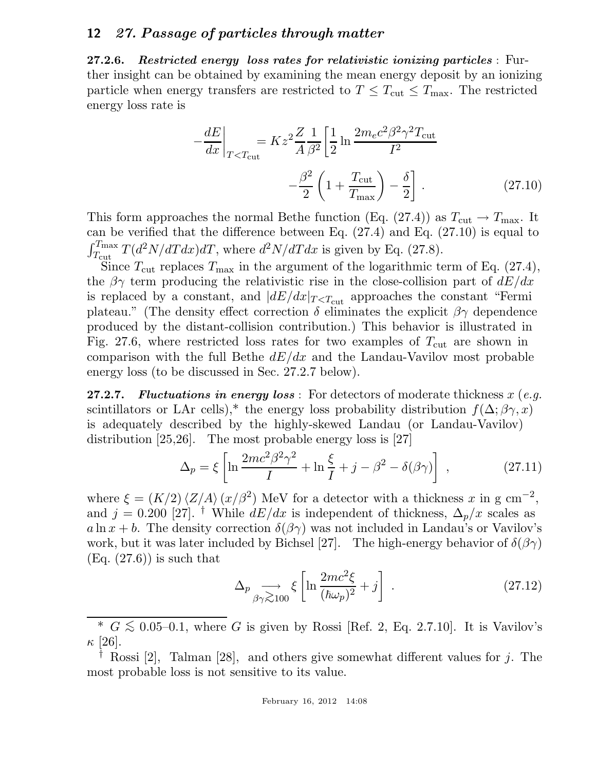**27.2.6.** ***Restricted energy loss rates for relativistic ionizing particles*** : Further insight can be obtained by examining the mean energy deposit by an ionizing particle when energy transfers are restricted to $T \leq T_{\text{cut}} \leq T_{\text{max}}$. The restricted energy loss rate is

$$-\frac{dE}{dx}\bigg|_{T<T_{\text{cut}}} = Kz^2 \frac{Z}{A}\frac{1}{\beta^2}\left[\frac{1}{2}\ln\frac{2m_ec^2\beta^2\gamma^2 T_{\text{cut}}}{I^2} - \frac{\beta^2}{2}\left(1+\frac{T_{\text{cut}}}{T_{\text{max}}}\right) - \frac{\delta}{2}\right] . \tag{27.10}$$

This form approaches the normal Bethe function (Eq. (27.4)) as $T_{\text{cut}} \to T_{\text{max}}$. It can be verified that the difference between Eq. (27.4) and Eq. (27.10) is equal to $\int_{T_{\text{cut}}}^{T_{\text{max}}} T(d^2N/dTdx)dT$, where $d^2N/dTdx$ is given by Eq. (27.8).

Since $T_{\text{cut}}$ replaces $T_{\text{max}}$ in the argument of the logarithmic term of Eq. (27.4), the $\beta\gamma$ term producing the relativistic rise in the close-collision part of $dE/dx$ is replaced by a constant, and $|dE/dx|_{T<T_{\text{cut}}}$ approaches the constant "Fermi plateau." (The density effect correction $\delta$ eliminates the explicit $\beta\gamma$ dependence produced by the distant-collision contribution.) This behavior is illustrated in Fig. 27.6, where restricted loss rates for two examples of $T_{\text{cut}}$ are shown in comparison with the full Bethe $dE/dx$ and the Landau-Vavilov most probable energy loss (to be discussed in Sec. 27.2.7 below).

**27.2.7.** ***Fluctuations in energy loss*** : For detectors of moderate thickness $x$ (*e.g.* scintillators or LAr cells),* the energy loss probability distribution $f(\Delta;\beta\gamma,x)$ is adequately described by the highly-skewed Landau (or Landau-Vavilov) distribution [25,26]. The most probable energy loss is [27]

$$\Delta_p = \xi\left[\ln\frac{2mc^2\beta^2\gamma^2}{I} + \ln\frac{\xi}{I} + j - \beta^2 - \delta(\beta\gamma)\right] , \tag{27.11}$$

where $\xi = (K/2)\,\langle Z/A\rangle\,(x/\beta^2)$ MeV for a detector with a thickness $x$ in g cm$^{-2}$, and $j = 0.200$ [27]. † While $dE/dx$ is independent of thickness, $\Delta_p/x$ scales as $a\ln x + b$. The density correction $\delta(\beta\gamma)$ was not included in Landau's or Vavilov's work, but it was later included by Bichsel [27]. The high-energy behavior of $\delta(\beta\gamma)$ (Eq. (27.6)) is such that

$$\Delta_p \underset{\beta\gamma \gtrsim 100}{\longrightarrow} \xi\left[\ln\frac{2mc^2\xi}{(\hbar\omega_p)^2} + j\right] . \tag{27.12}$$

---

* $G \lesssim 0.05$–$0.1$, where $G$ is given by Rossi [Ref. 2, Eq. 2.7.10]. It is Vavilov's $\kappa$ [26].

† Rossi [2], Talman [28], and others give somewhat different values for $j$. The most probable loss is not sensitive to its value.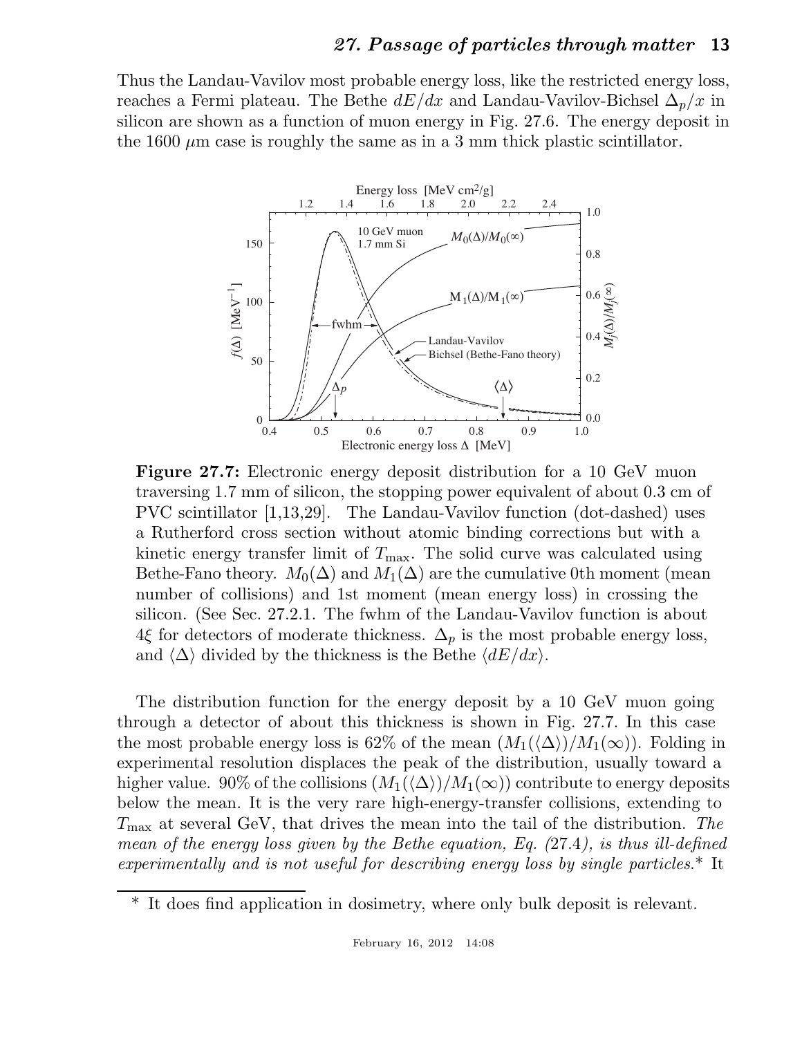Thus the Landau-Vavilov most probable energy loss, like the restricted energy loss, reaches a Fermi plateau. The Bethe $dE/dx$ and Landau-Vavilov-Bichsel $\Delta_p/x$ in silicon are shown as a function of muon energy in Fig. 27.6. The energy deposit in the 1600 $\mu$m case is roughly the same as in a 3 mm thick plastic scintillator.

**Figure 27.7:** Electronic energy deposit distribution for a 10 GeV muon traversing 1.7 mm of silicon, the stopping power equivalent of about 0.3 cm of PVC scintillator [1,13,29]. The Landau-Vavilov function (dot-dashed) uses a Rutherford cross section without atomic binding corrections but with a kinetic energy transfer limit of $T_{\rm max}$. The solid curve was calculated using Bethe-Fano theory. $M_0(\Delta)$ and $M_1(\Delta)$ are the cumulative 0th moment (mean number of collisions) and 1st moment (mean energy loss) in crossing the silicon. (See Sec. 27.2.1. The fwhm of the Landau-Vavilov function is about $4\xi$ for detectors of moderate thickness. $\Delta_p$ is the most probable energy loss, and $\langle\Delta\rangle$ divided by the thickness is the Bethe $\langle dE/dx\rangle$.

The distribution function for the energy deposit by a 10 GeV muon going through a detector of about this thickness is shown in Fig. 27.7. In this case the most probable energy loss is 62% of the mean $(M_1(\langle\Delta\rangle)/M_1(\infty))$. Folding in experimental resolution displaces the peak of the distribution, usually toward a higher value. 90% of the collisions $(M_1(\langle\Delta\rangle)/M_1(\infty))$ contribute to energy deposits below the mean. It is the very rare high-energy-transfer collisions, extending to $T_{\rm max}$ at several GeV, that drives the mean into the tail of the distribution. *The mean of the energy loss given by the Bethe equation, Eq. (27.4), is thus ill-defined experimentally and is not useful for describing energy loss by single particles.** It

* It does find application in dosimetry, where only bulk deposit is relevant.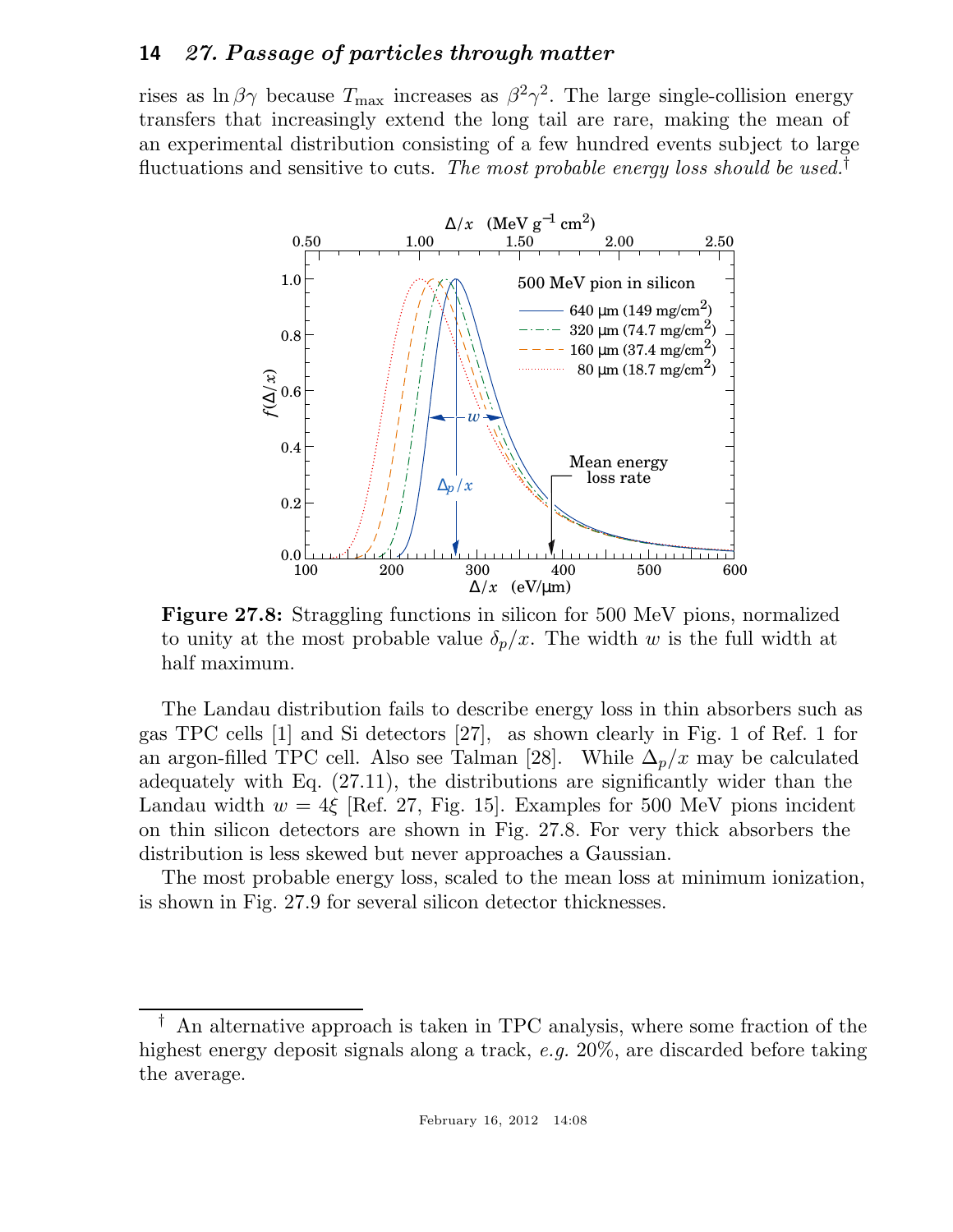rises as $\ln \beta\gamma$ because $T_{\rm max}$ increases as $\beta^2\gamma^2$. The large single-collision energy transfers that increasingly extend the long tail are rare, making the mean of an experimental distribution consisting of a few hundred events subject to large fluctuations and sensitive to cuts. *The most probable energy loss should be used.*†

**Figure 27.8:** Straggling functions in silicon for 500 MeV pions, normalized to unity at the most probable value $\delta_p/x$. The width $w$ is the full width at half maximum.

The Landau distribution fails to describe energy loss in thin absorbers such as gas TPC cells [1] and Si detectors [27], as shown clearly in Fig. 1 of Ref. 1 for an argon-filled TPC cell. Also see Talman [28]. While $\Delta_p/x$ may be calculated adequately with Eq. (27.11), the distributions are significantly wider than the Landau width $w = 4\xi$ [Ref. 27, Fig. 15]. Examples for 500 MeV pions incident on thin silicon detectors are shown in Fig. 27.8. For very thick absorbers the distribution is less skewed but never approaches a Gaussian.

The most probable energy loss, scaled to the mean loss at minimum ionization, is shown in Fig. 27.9 for several silicon detector thicknesses.

† An alternative approach is taken in TPC analysis, where some fraction of the highest energy deposit signals along a track, *e.g.* 20%, are discarded before taking the average.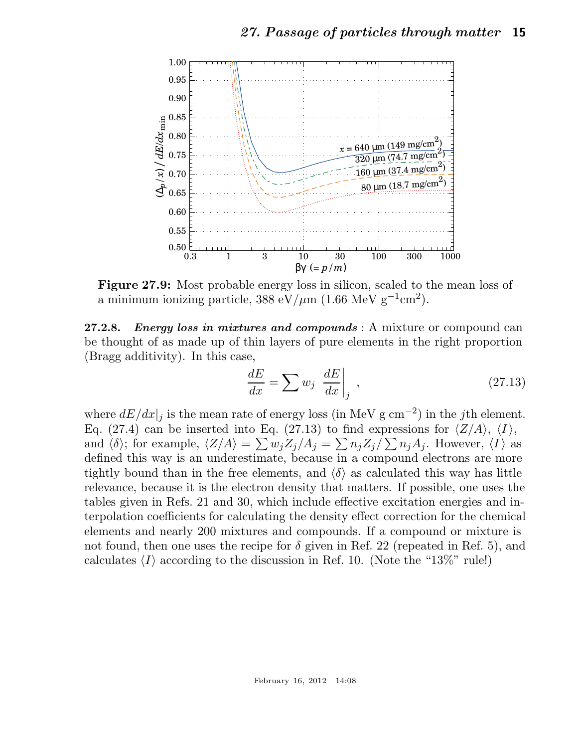**Figure 27.9:** Most probable energy loss in silicon, scaled to the mean loss of a minimum ionizing particle, 388 eV/$\mu$m (1.66 MeV g$^{-1}$cm$^2$).

**27.2.8.** ***Energy loss in mixtures and compounds*** : A mixture or compound can be thought of as made up of thin layers of pure elements in the right proportion (Bragg additivity). In this case,

$$\frac{dE}{dx} = \sum w_j \left. \frac{dE}{dx} \right|_j , \tag{27.13}$$

where $dE/dx|_j$ is the mean rate of energy loss (in MeV g cm$^{-2}$) in the $j$th element. Eq. (27.4) can be inserted into Eq. (27.13) to find expressions for $\langle Z/A \rangle$, $\langle I \rangle$, and $\langle \delta \rangle$; for example, $\langle Z/A \rangle = \sum w_j Z_j / A_j = \sum n_j Z_j / \sum n_j A_j$. However, $\langle I \rangle$ as defined this way is an underestimate, because in a compound electrons are more tightly bound than in the free elements, and $\langle \delta \rangle$ as calculated this way has little relevance, because it is the electron density that matters. If possible, one uses the tables given in Refs. 21 and 30, which include effective excitation energies and interpolation coefficients for calculating the density effect correction for the chemical elements and nearly 200 mixtures and compounds. If a compound or mixture is not found, then one uses the recipe for $\delta$ given in Ref. 22 (repeated in Ref. 5), and calculates $\langle I \rangle$ according to the discussion in Ref. 10. (Note the "13%" rule!)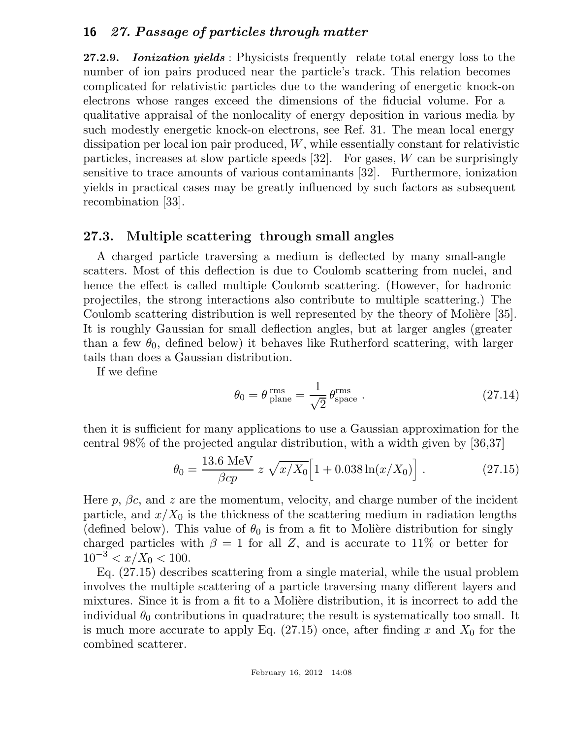**27.2.9.** ***Ionization yields*** : Physicists frequently relate total energy loss to the number of ion pairs produced near the particle's track. This relation becomes complicated for relativistic particles due to the wandering of energetic knock-on electrons whose ranges exceed the dimensions of the fiducial volume. For a qualitative appraisal of the nonlocality of energy deposition in various media by such modestly energetic knock-on electrons, see Ref. 31. The mean local energy dissipation per local ion pair produced, $W$, while essentially constant for relativistic particles, increases at slow particle speeds [32]. For gases, $W$ can be surprisingly sensitive to trace amounts of various contaminants [32]. Furthermore, ionization yields in practical cases may be greatly influenced by such factors as subsequent recombination [33].

## 27.3. Multiple scattering through small angles

A charged particle traversing a medium is deflected by many small-angle scatters. Most of this deflection is due to Coulomb scattering from nuclei, and hence the effect is called multiple Coulomb scattering. (However, for hadronic projectiles, the strong interactions also contribute to multiple scattering.) The Coulomb scattering distribution is well represented by the theory of Molière [35]. It is roughly Gaussian for small deflection angles, but at larger angles (greater than a few $\theta_0$, defined below) it behaves like Rutherford scattering, with larger tails than does a Gaussian distribution.

If we define

$$\theta_0 = \theta^{\rm rms}_{\rm plane} = \frac{1}{\sqrt{2}}\,\theta^{\rm rms}_{\rm space}\ . \tag{27.14}$$

then it is sufficient for many applications to use a Gaussian approximation for the central 98% of the projected angular distribution, with a width given by [36,37]

$$\theta_0 = \frac{13.6\ \text{MeV}}{\beta c p}\ z\ \sqrt{x/X_0}\Big[1 + 0.038\ln(x/X_0)\Big]\ . \tag{27.15}$$

Here $p$, $\beta c$, and $z$ are the momentum, velocity, and charge number of the incident particle, and $x/X_0$ is the thickness of the scattering medium in radiation lengths (defined below). This value of $\theta_0$ is from a fit to Molière distribution for singly charged particles with $\beta = 1$ for all $Z$, and is accurate to 11% or better for $10^{-3} < x/X_0 < 100$.

Eq. (27.15) describes scattering from a single material, while the usual problem involves the multiple scattering of a particle traversing many different layers and mixtures. Since it is from a fit to a Molière distribution, it is incorrect to add the individual $\theta_0$ contributions in quadrature; the result is systematically too small. It is much more accurate to apply Eq. (27.15) once, after finding $x$ and $X_0$ for the combined scatterer.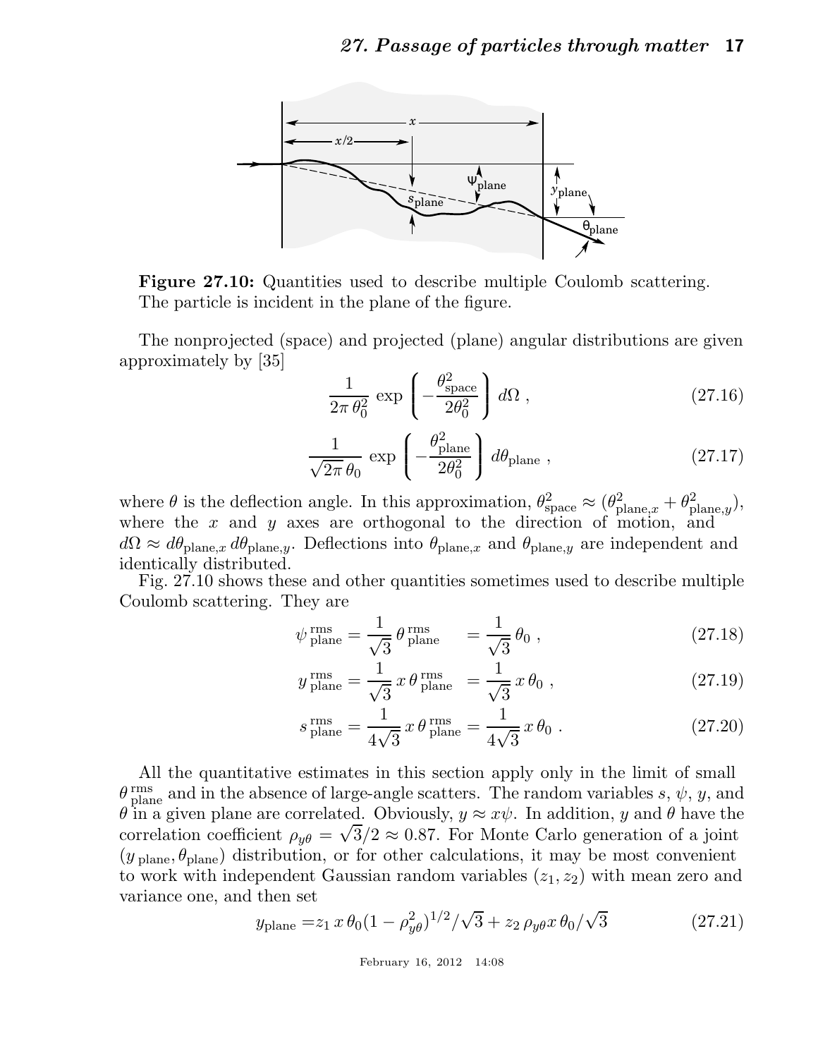**Figure 27.10:** Quantities used to describe multiple Coulomb scattering. The particle is incident in the plane of the figure.

The nonprojected (space) and projected (plane) angular distributions are given approximately by [35]

$$\frac{1}{2\pi\,\theta_0^2}\,\exp\left(-\frac{\theta_{\rm space}^2}{2\theta_0^2}\right)\,d\Omega\;, \tag{27.16}$$

$$\frac{1}{\sqrt{2\pi}\,\theta_0}\,\exp\left(-\frac{\theta_{\rm plane}^2}{2\theta_0^2}\right)\,d\theta_{\rm plane}\;, \tag{27.17}$$

where $\theta$ is the deflection angle. In this approximation, $\theta^2_{\rm space} \approx (\theta^2_{{\rm plane},x} + \theta^2_{{\rm plane},y})$, where the $x$ and $y$ axes are orthogonal to the direction of motion, and $d\Omega \approx d\theta_{{\rm plane},x}\,d\theta_{{\rm plane},y}$. Deflections into $\theta_{{\rm plane},x}$ and $\theta_{{\rm plane},y}$ are independent and identically distributed.

Fig. 27.10 shows these and other quantities sometimes used to describe multiple Coulomb scattering. They are

$$\psi^{\,\rm rms}_{\,\rm plane} = \frac{1}{\sqrt{3}}\,\theta^{\,\rm rms}_{\,\rm plane} \quad = \frac{1}{\sqrt{3}}\,\theta_0\;, \tag{27.18}$$

$$y^{\,\rm rms}_{\,\rm plane} = \frac{1}{\sqrt{3}}\,x\,\theta^{\,\rm rms}_{\,\rm plane} \quad = \frac{1}{\sqrt{3}}\,x\,\theta_0\;, \tag{27.19}$$

$$s^{\,\rm rms}_{\,\rm plane} = \frac{1}{4\sqrt{3}}\,x\,\theta^{\,\rm rms}_{\,\rm plane} = \frac{1}{4\sqrt{3}}\,x\,\theta_0\;. \tag{27.20}$$

All the quantitative estimates in this section apply only in the limit of small $\theta^{\,\rm rms}_{\,\rm plane}$ and in the absence of large-angle scatters. The random variables $s$, $\psi$, $y$, and $\theta$ in a given plane are correlated. Obviously, $y \approx x\psi$. In addition, $y$ and $\theta$ have the correlation coefficient $\rho_{y\theta} = \sqrt{3}/2 \approx 0.87$. For Monte Carlo generation of a joint $(y_{\,\rm plane}, \theta_{\rm plane})$ distribution, or for other calculations, it may be most convenient to work with independent Gaussian random variables $(z_1, z_2)$ with mean zero and variance one, and then set

$$y_{\rm plane} = z_1\,x\,\theta_0(1-\rho^2_{y\theta})^{1/2}/\sqrt{3} + z_2\,\rho_{y\theta}x\,\theta_0/\sqrt{3} \tag{27.21}$$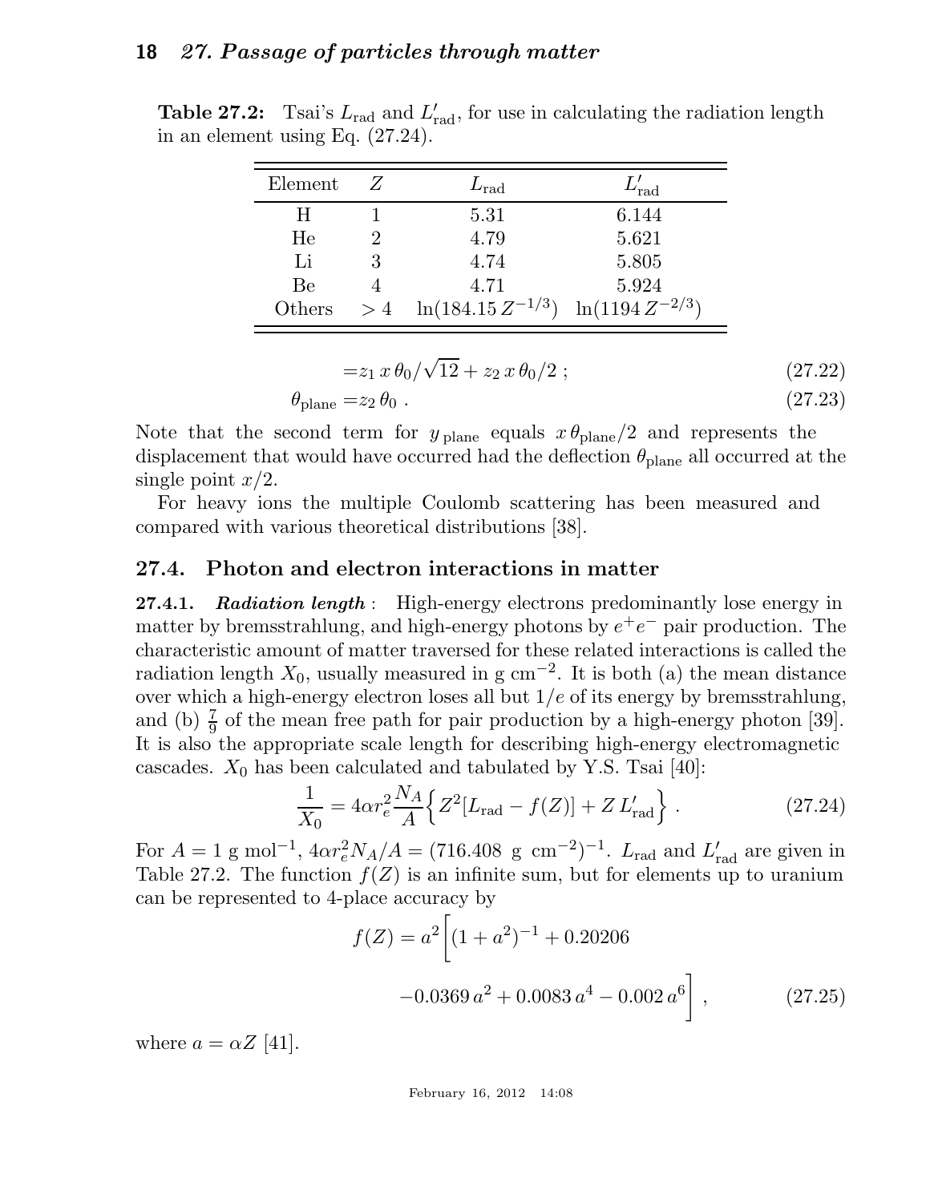**Table 27.2:** Tsai's $L_{\rm rad}$ and $L'_{\rm rad}$, for use in calculating the radiation length in an element using Eq. (27.24).

| Element | $Z$ | $L_{\rm rad}$ | $L'_{\rm rad}$ |
|---|---|---|---|
| H | 1 | 5.31 | 6.144 |
| He | 2 | 4.79 | 5.621 |
| Li | 3 | 4.74 | 5.805 |
| Be | 4 | 4.71 | 5.924 |
| Others | $> 4$ | $\ln(184.15\, Z^{-1/3})$ | $\ln(1194\, Z^{-2/3})$ |

$$= z_1\, x\, \theta_0/\sqrt{12} + z_2\, x\, \theta_0/2 \; ; \tag{27.22}$$

$$\theta_{\rm plane} = z_2\, \theta_0 \; . \tag{27.23}$$

Note that the second term for $y_{\rm plane}$ equals $x\,\theta_{\rm plane}/2$ and represents the displacement that would have occurred had the deflection $\theta_{\rm plane}$ all occurred at the single point $x/2$.

For heavy ions the multiple Coulomb scattering has been measured and compared with various theoretical distributions [38].

## 27.4. Photon and electron interactions in matter

**27.4.1.** ***Radiation length*** : High-energy electrons predominantly lose energy in matter by bremsstrahlung, and high-energy photons by $e^+e^-$ pair production. The characteristic amount of matter traversed for these related interactions is called the radiation length $X_0$, usually measured in g cm$^{-2}$. It is both (a) the mean distance over which a high-energy electron loses all but $1/e$ of its energy by bremsstrahlung, and (b) $\frac{7}{9}$ of the mean free path for pair production by a high-energy photon [39]. It is also the appropriate scale length for describing high-energy electromagnetic cascades. $X_0$ has been calculated and tabulated by Y.S. Tsai [40]:

$$\frac{1}{X_0} = 4\alpha r_e^2 \frac{N_A}{A} \Big\{ Z^2 [L_{\rm rad} - f(Z)] + Z\, L'_{\rm rad} \Big\} \; . \tag{27.24}$$

For $A = 1$ g mol$^{-1}$, $4\alpha r_e^2 N_A/A = (716.408 \text{ g cm}^{-2})^{-1}$. $L_{\rm rad}$ and $L'_{\rm rad}$ are given in Table 27.2. The function $f(Z)$ is an infinite sum, but for elements up to uranium can be represented to 4-place accuracy by

$$f(Z) = a^2 \Big[ (1 + a^2)^{-1} + 0.20206 - 0.0369\, a^2 + 0.0083\, a^4 - 0.002\, a^6 \Big] \; , \tag{27.25}$$

where $a = \alpha Z$ [41].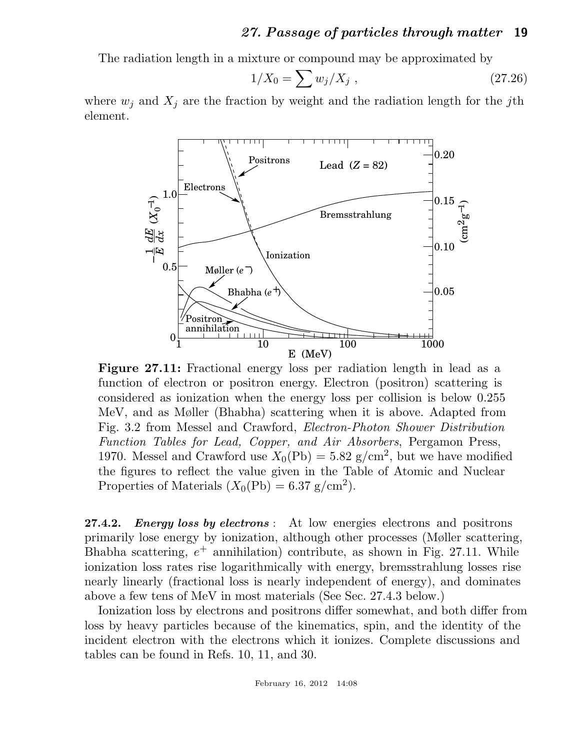The radiation length in a mixture or compound may be approximated by

$$1/X_0 = \sum w_j/X_j \ , \qquad (27.26)$$

where $w_j$ and $X_j$ are the fraction by weight and the radiation length for the $j$th element.

**Figure 27.11:** Fractional energy loss per radiation length in lead as a function of electron or positron energy. Electron (positron) scattering is considered as ionization when the energy loss per collision is below 0.255 MeV, and as Møller (Bhabha) scattering when it is above. Adapted from Fig. 3.2 from Messel and Crawford, *Electron-Photon Shower Distribution Function Tables for Lead, Copper, and Air Absorbers*, Pergamon Press, 1970. Messel and Crawford use $X_0(\text{Pb}) = 5.82$ g/cm$^2$, but we have modified the figures to reflect the value given in the Table of Atomic and Nuclear Properties of Materials ($X_0(\text{Pb}) = 6.37$ g/cm$^2$).

**27.4.2.** ***Energy loss by electrons*** : At low energies electrons and positrons primarily lose energy by ionization, although other processes (Møller scattering, Bhabha scattering, $e^+$ annihilation) contribute, as shown in Fig. 27.11. While ionization loss rates rise logarithmically with energy, bremsstrahlung losses rise nearly linearly (fractional loss is nearly independent of energy), and dominates above a few tens of MeV in most materials (See Sec. 27.4.3 below.)

Ionization loss by electrons and positrons differ somewhat, and both differ from loss by heavy particles because of the kinematics, spin, and the identity of the incident electron with the electrons which it ionizes. Complete discussions and tables can be found in Refs. 10, 11, and 30.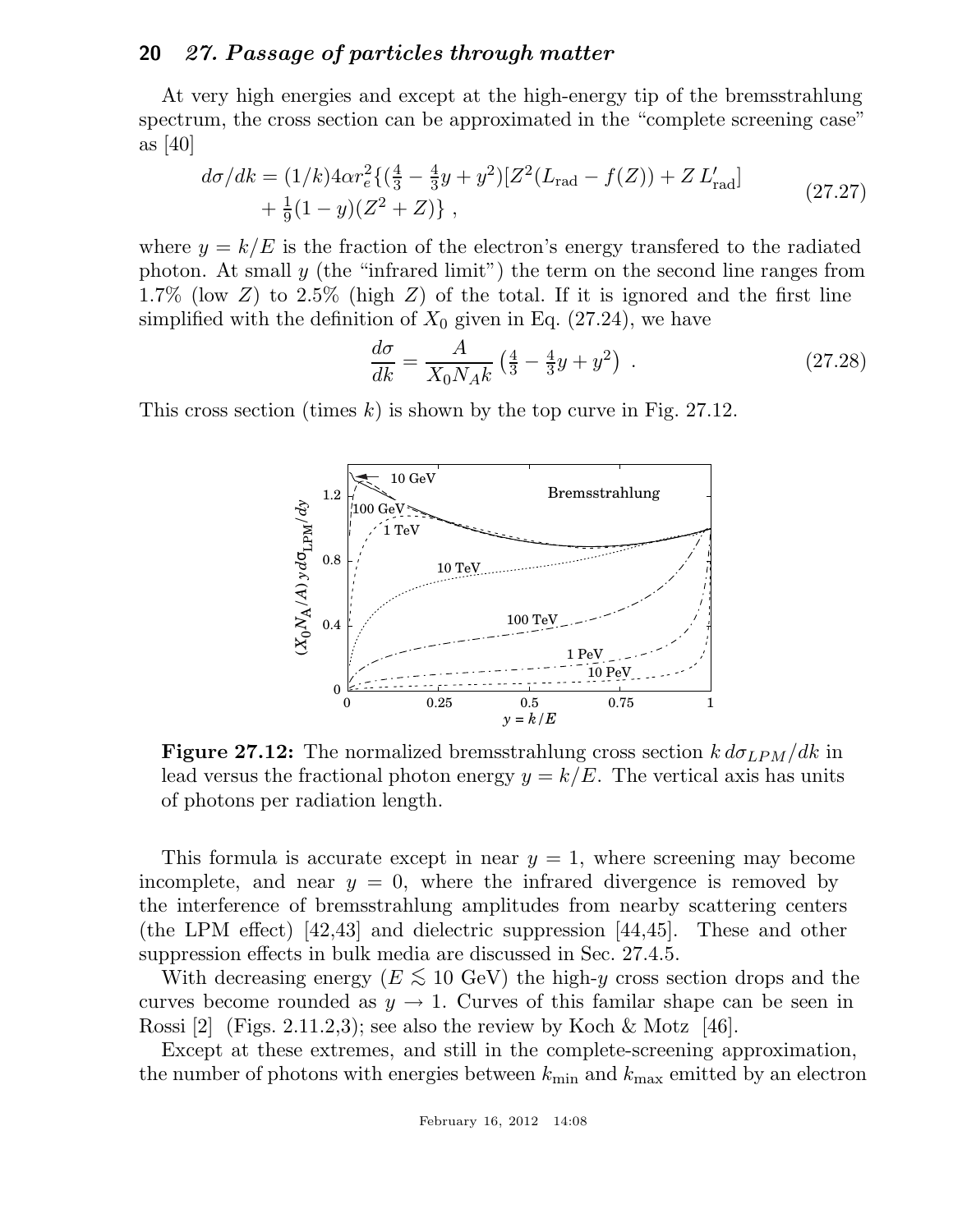At very high energies and except at the high-energy tip of the bremsstrahlung spectrum, the cross section can be approximated in the "complete screening case" as [40]

$$
\begin{aligned}
d\sigma/dk = &(1/k)4\alpha r_e^2 \{ (\tfrac{4}{3} - \tfrac{4}{3}y + y^2)[Z^2(L_{\rm rad} - f(Z)) + Z\, L'_{\rm rad}] \\
&+ \tfrac{1}{9}(1-y)(Z^2+Z) \} \ ,
\end{aligned}
\tag{27.27}
$$

where $y = k/E$ is the fraction of the electron's energy transfered to the radiated photon. At small $y$ (the "infrared limit") the term on the second line ranges from 1.7% (low $Z$) to 2.5% (high $Z$) of the total. If it is ignored and the first line simplified with the definition of $X_0$ given in Eq. (27.24), we have

$$
\frac{d\sigma}{dk} = \frac{A}{X_0 N_A k} \left( \tfrac{4}{3} - \tfrac{4}{3}y + y^2 \right) \ . \tag{27.28}
$$

This cross section (times $k$) is shown by the top curve in Fig. 27.12.

**Figure 27.12:** The normalized bremsstrahlung cross section $k\, d\sigma_{LPM}/dk$ in lead versus the fractional photon energy $y = k/E$. The vertical axis has units of photons per radiation length.

This formula is accurate except in near $y = 1$, where screening may become incomplete, and near $y = 0$, where the infrared divergence is removed by the interference of bremsstrahlung amplitudes from nearby scattering centers (the LPM effect) [42,43] and dielectric suppression [44,45]. These and other suppression effects in bulk media are discussed in Sec. 27.4.5.

With decreasing energy ($E \lesssim 10$ GeV) the high-$y$ cross section drops and the curves become rounded as $y \to 1$. Curves of this familar shape can be seen in Rossi [2] (Figs. 2.11.2,3); see also the review by Koch & Motz [46].

Except at these extremes, and still in the complete-screening approximation, the number of photons with energies between $k_{\rm min}$ and $k_{\rm max}$ emitted by an electron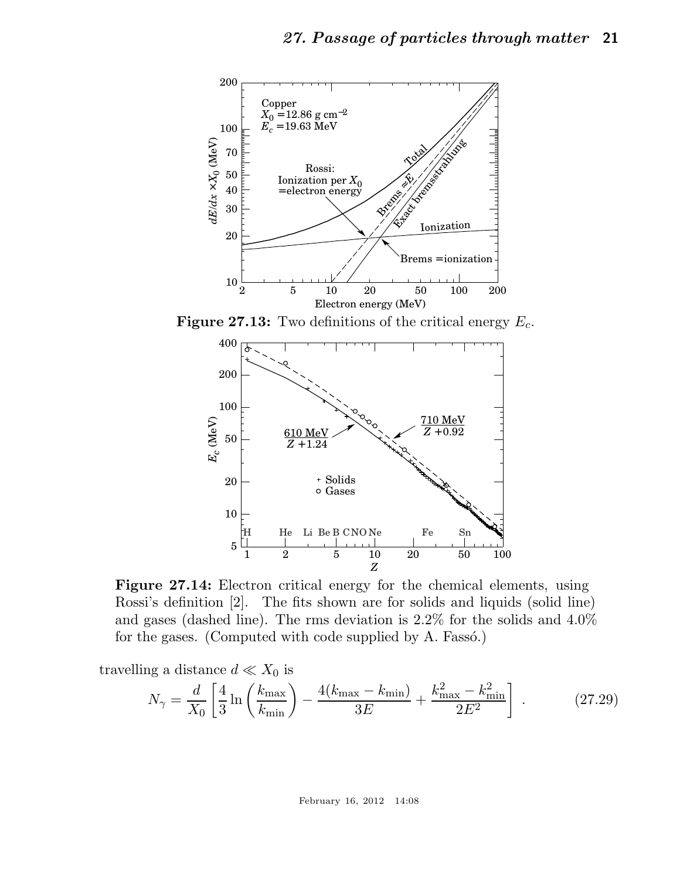**Figure 27.13:** Two definitions of the critical energy $E_c$.

**Figure 27.14:** Electron critical energy for the chemical elements, using Rossi's definition [2]. The fits shown are for solids and liquids (solid line) and gases (dashed line). The rms deviation is 2.2% for the solids and 4.0% for the gases. (Computed with code supplied by A. Fassó.)

travelling a distance $d \ll X_0$ is

$$N_\gamma = \frac{d}{X_0}\left[\frac{4}{3}\ln\left(\frac{k_{\max}}{k_{\min}}\right) - \frac{4(k_{\max}-k_{\min})}{3E} + \frac{k_{\max}^2 - k_{\min}^2}{2E^2}\right] . \tag{27.29}$$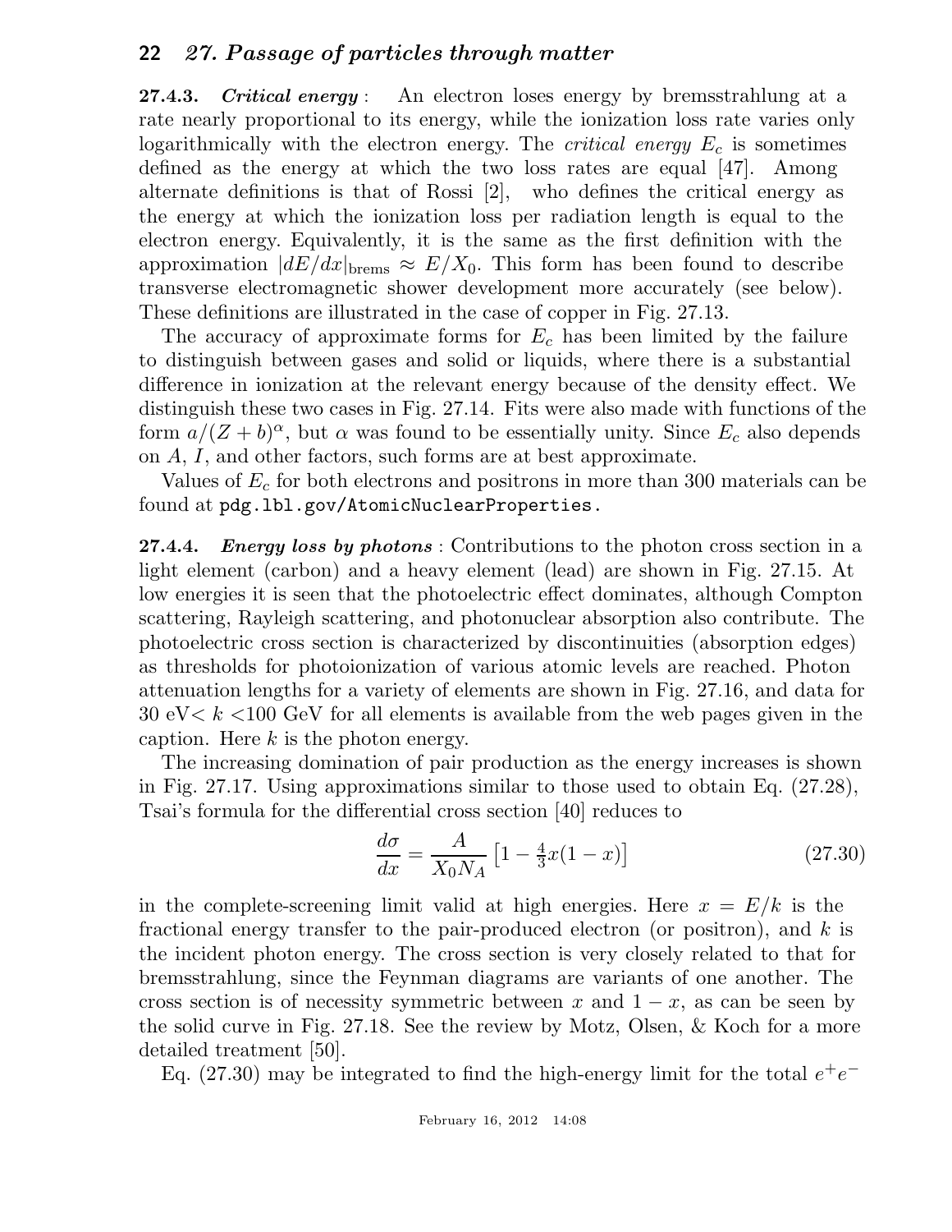**27.4.3.** ***Critical energy*** : An electron loses energy by bremsstrahlung at a rate nearly proportional to its energy, while the ionization loss rate varies only logarithmically with the electron energy. The *critical energy* $E_c$ is sometimes defined as the energy at which the two loss rates are equal [47]. Among alternate definitions is that of Rossi [2], who defines the critical energy as the energy at which the ionization loss per radiation length is equal to the electron energy. Equivalently, it is the same as the first definition with the approximation $|dE/dx|_{\rm brems} \approx E/X_0$. This form has been found to describe transverse electromagnetic shower development more accurately (see below). These definitions are illustrated in the case of copper in Fig. 27.13.

The accuracy of approximate forms for $E_c$ has been limited by the failure to distinguish between gases and solid or liquids, where there is a substantial difference in ionization at the relevant energy because of the density effect. We distinguish these two cases in Fig. 27.14. Fits were also made with functions of the form $a/(Z+b)^\alpha$, but $\alpha$ was found to be essentially unity. Since $E_c$ also depends on $A$, $I$, and other factors, such forms are at best approximate.

Values of $E_c$ for both electrons and positrons in more than 300 materials can be found at `pdg.lbl.gov/AtomicNuclearProperties`.

**27.4.4.** ***Energy loss by photons*** : Contributions to the photon cross section in a light element (carbon) and a heavy element (lead) are shown in Fig. 27.15. At low energies it is seen that the photoelectric effect dominates, although Compton scattering, Rayleigh scattering, and photonuclear absorption also contribute. The photoelectric cross section is characterized by discontinuities (absorption edges) as thresholds for photoionization of various atomic levels are reached. Photon attenuation lengths for a variety of elements are shown in Fig. 27.16, and data for 30 eV$< k <$100 GeV for all elements is available from the web pages given in the caption. Here $k$ is the photon energy.

The increasing domination of pair production as the energy increases is shown in Fig. 27.17. Using approximations similar to those used to obtain Eq. (27.28), Tsai's formula for the differential cross section [40] reduces to

$$\frac{d\sigma}{dx} = \frac{A}{X_0 N_A}\left[1 - \tfrac{4}{3}x(1-x)\right] \tag{27.30}$$

in the complete-screening limit valid at high energies. Here $x = E/k$ is the fractional energy transfer to the pair-produced electron (or positron), and $k$ is the incident photon energy. The cross section is very closely related to that for bremsstrahlung, since the Feynman diagrams are variants of one another. The cross section is of necessity symmetric between $x$ and $1-x$, as can be seen by the solid curve in Fig. 27.18. See the review by Motz, Olsen, & Koch for a more detailed treatment [50].

Eq. (27.30) may be integrated to find the high-energy limit for the total $e^+e^-$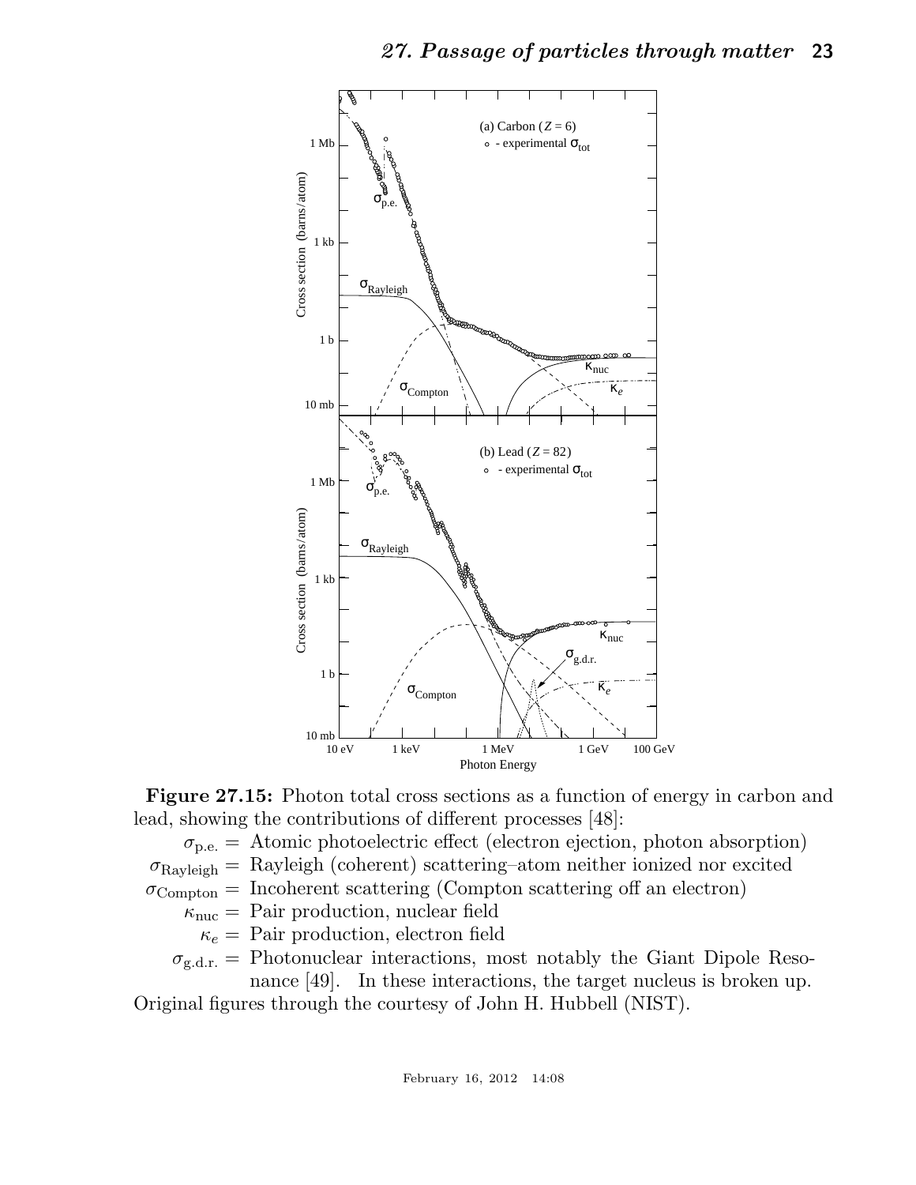**Figure 27.15:** Photon total cross sections as a function of energy in carbon and lead, showing the contributions of different processes [48]:

$\sigma_{\text{p.e.}}$ = Atomic photoelectric effect (electron ejection, photon absorption)

$\sigma_{\text{Rayleigh}}$ = Rayleigh (coherent) scattering–atom neither ionized nor excited

$\sigma_{\text{Compton}}$ = Incoherent scattering (Compton scattering off an electron)

$\kappa_{\text{nuc}}$ = Pair production, nuclear field

$\kappa_e$ = Pair production, electron field

$\sigma_{\text{g.d.r.}}$ = Photonuclear interactions, most notably the Giant Dipole Resonance [49]. In these interactions, the target nucleus is broken up.

Original figures through the courtesy of John H. Hubbell (NIST).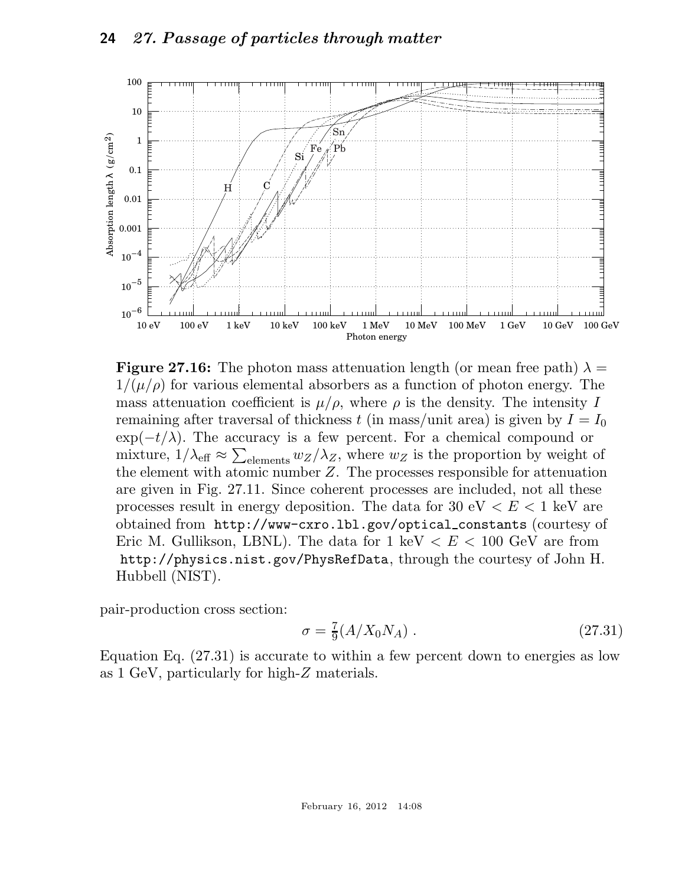**Figure 27.16:** The photon mass attenuation length (or mean free path) $\lambda = 1/(\mu/\rho)$ for various elemental absorbers as a function of photon energy. The mass attenuation coefficient is $\mu/\rho$, where $\rho$ is the density. The intensity $I$ remaining after traversal of thickness $t$ (in mass/unit area) is given by $I = I_0 \exp(-t/\lambda)$. The accuracy is a few percent. For a chemical compound or mixture, $1/\lambda_{\text{eff}} \approx \sum_{\text{elements}} w_Z/\lambda_Z$, where $w_Z$ is the proportion by weight of the element with atomic number $Z$. The processes responsible for attenuation are given in Fig. 27.11. Since coherent processes are included, not all these processes result in energy deposition. The data for 30 eV $< E <$ 1 keV are obtained from http://www-cxro.lbl.gov/optical_constants (courtesy of Eric M. Gullikson, LBNL). The data for 1 keV $< E <$ 100 GeV are from http://physics.nist.gov/PhysRefData, through the courtesy of John H. Hubbell (NIST).

pair-production cross section:

$$\sigma = \tfrac{7}{9}(A/X_0 N_A) \; . \tag{27.31}$$

Equation Eq. (27.31) is accurate to within a few percent down to energies as low as 1 GeV, particularly for high-$Z$ materials.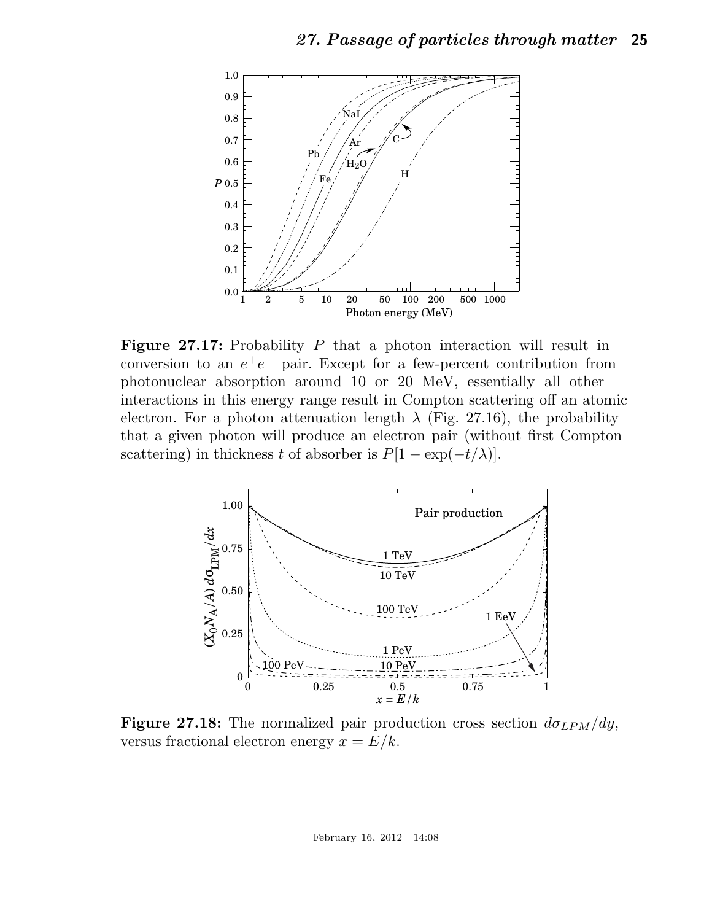**Figure 27.17:** Probability $P$ that a photon interaction will result in conversion to an $e^+e^-$ pair. Except for a few-percent contribution from photonuclear absorption around 10 or 20 MeV, essentially all other interactions in this energy range result in Compton scattering off an atomic electron. For a photon attenuation length $\lambda$ (Fig. 27.16), the probability that a given photon will produce an electron pair (without first Compton scattering) in thickness $t$ of absorber is $P[1 - \exp(-t/\lambda)]$.

**Figure 27.18:** The normalized pair production cross section $d\sigma_{LPM}/dy$, versus fractional electron energy $x = E/k$.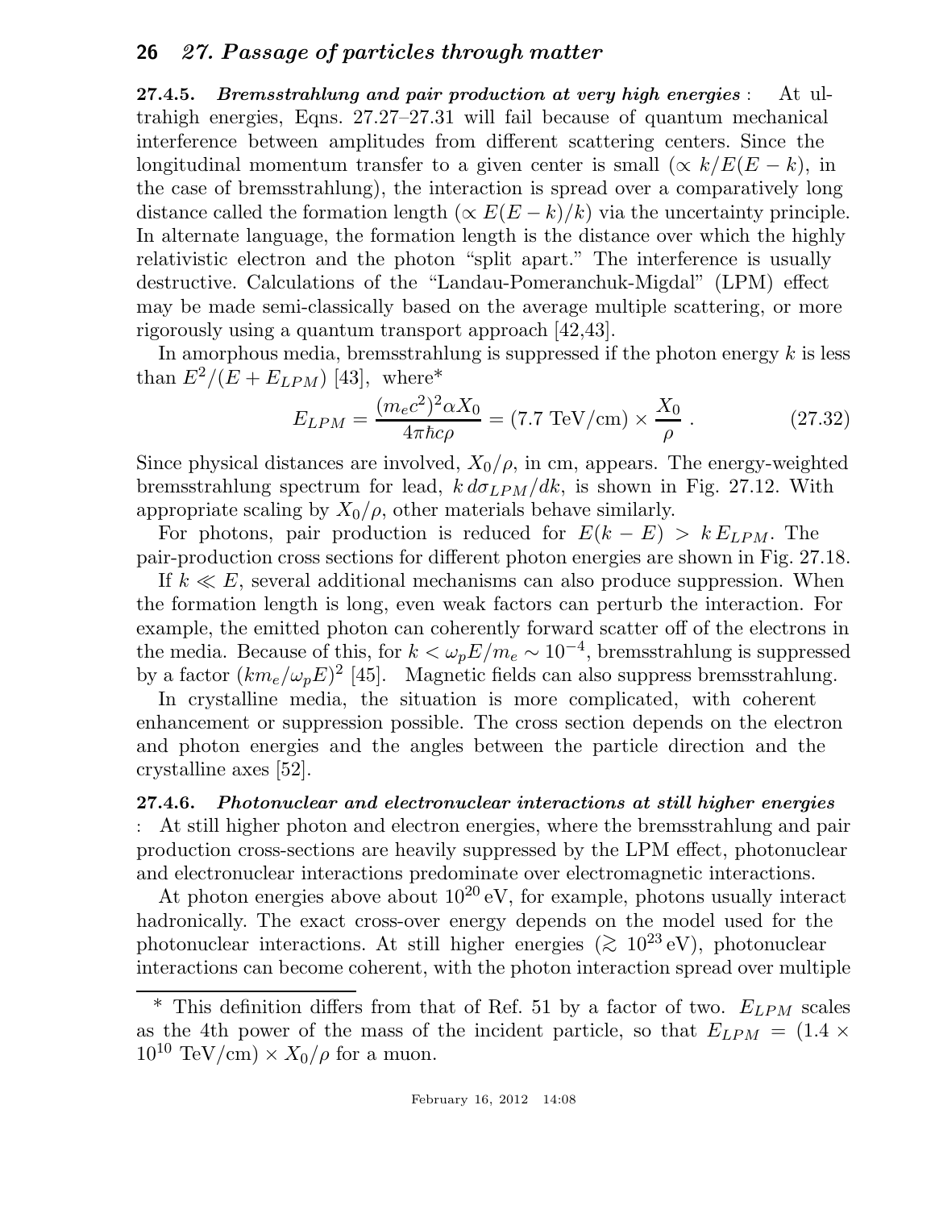### 27.4.5. *Bremsstrahlung and pair production at very high energies* :

At ultrahigh energies, Eqns. 27.27–27.31 will fail because of quantum mechanical interference between amplitudes from different scattering centers. Since the longitudinal momentum transfer to a given center is small ($\propto k/E(E-k)$, in the case of bremsstrahlung), the interaction is spread over a comparatively long distance called the formation length ($\propto E(E-k)/k$) via the uncertainty principle. In alternate language, the formation length is the distance over which the highly relativistic electron and the photon "split apart." The interference is usually destructive. Calculations of the "Landau-Pomeranchuk-Migdal" (LPM) effect may be made semi-classically based on the average multiple scattering, or more rigorously using a quantum transport approach [42,43].

In amorphous media, bremsstrahlung is suppressed if the photon energy $k$ is less than $E^2/(E + E_{LPM})$ [43], where*

$$E_{LPM} = \frac{(m_e c^2)^2 \alpha X_0}{4\pi \hbar c \rho} = (7.7 \text{ TeV/cm}) \times \frac{X_0}{\rho} \ . \tag{27.32}$$

Since physical distances are involved, $X_0/\rho$, in cm, appears. The energy-weighted bremsstrahlung spectrum for lead, $k\, d\sigma_{LPM}/dk$, is shown in Fig. 27.12. With appropriate scaling by $X_0/\rho$, other materials behave similarly.

For photons, pair production is reduced for $E(k - E) > k\, E_{LPM}$. The pair-production cross sections for different photon energies are shown in Fig. 27.18.

If $k \ll E$, several additional mechanisms can also produce suppression. When the formation length is long, even weak factors can perturb the interaction. For example, the emitted photon can coherently forward scatter off of the electrons in the media. Because of this, for $k < \omega_p E/m_e \sim 10^{-4}$, bremsstrahlung is suppressed by a factor $(k m_e/\omega_p E)^2$ [45]. Magnetic fields can also suppress bremsstrahlung.

In crystalline media, the situation is more complicated, with coherent enhancement or suppression possible. The cross section depends on the electron and photon energies and the angles between the particle direction and the crystalline axes [52].

### 27.4.6. *Photonuclear and electronuclear interactions at still higher energies* :

At still higher photon and electron energies, where the bremsstrahlung and pair production cross-sections are heavily suppressed by the LPM effect, photonuclear and electronuclear interactions predominate over electromagnetic interactions.

At photon energies above about $10^{20}$ eV, for example, photons usually interact hadronically. The exact cross-over energy depends on the model used for the photonuclear interactions. At still higher energies ($\gtrsim 10^{23}$ eV), photonuclear interactions can become coherent, with the photon interaction spread over multiple

---

\* This definition differs from that of Ref. 51 by a factor of two. $E_{LPM}$ scales as the 4th power of the mass of the incident particle, so that $E_{LPM} = (1.4 \times 10^{10}$ TeV/cm$) \times X_0/\rho$ for a muon.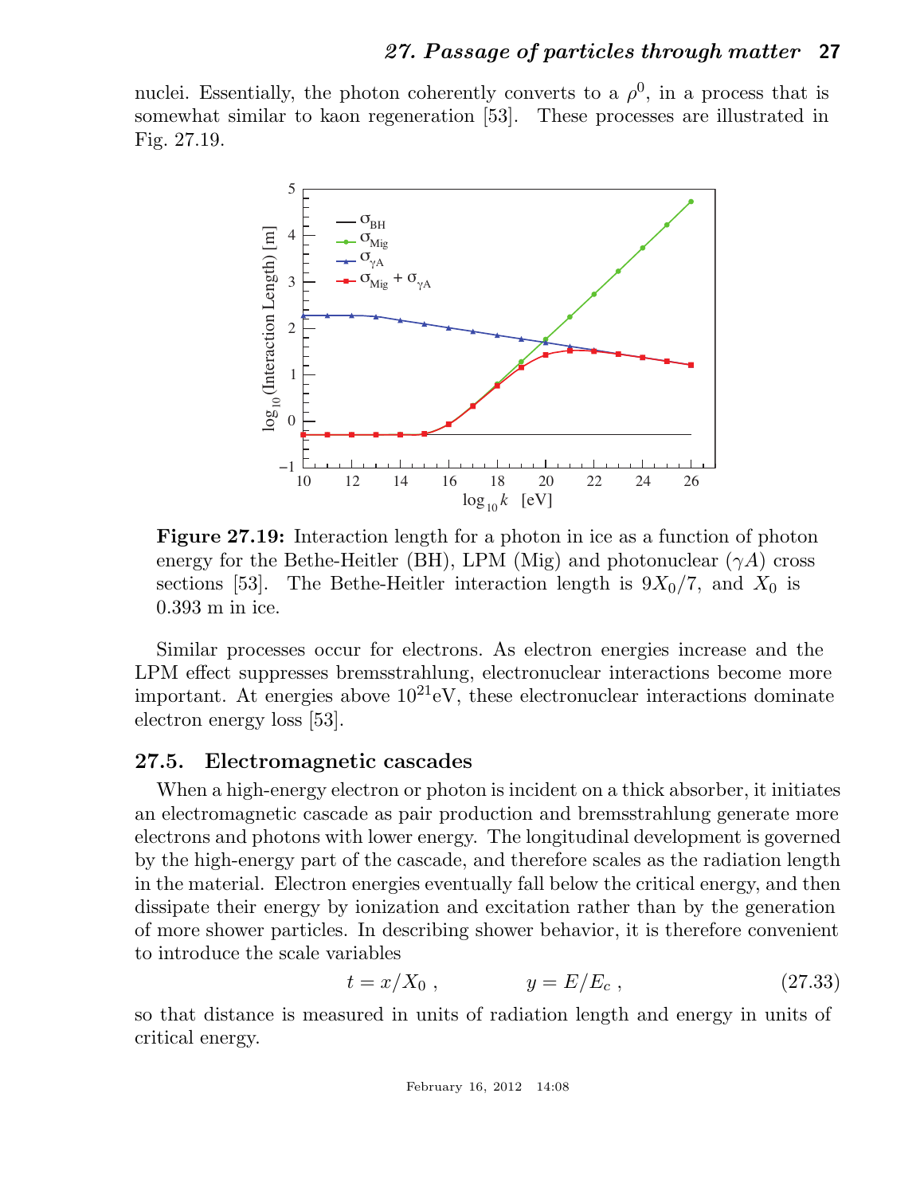nuclei. Essentially, the photon coherently converts to a $\rho^0$, in a process that is somewhat similar to kaon regeneration [53]. These processes are illustrated in Fig. 27.19.

**Figure 27.19:** Interaction length for a photon in ice as a function of photon energy for the Bethe-Heitler (BH), LPM (Mig) and photonuclear ($\gamma A$) cross sections [53]. The Bethe-Heitler interaction length is $9X_0/7$, and $X_0$ is 0.393 m in ice.

Similar processes occur for electrons. As electron energies increase and the LPM effect suppresses bremsstrahlung, electronuclear interactions become more important. At energies above $10^{21}$eV, these electronuclear interactions dominate electron energy loss [53].

## 27.5. Electromagnetic cascades

When a high-energy electron or photon is incident on a thick absorber, it initiates an electromagnetic cascade as pair production and bremsstrahlung generate more electrons and photons with lower energy. The longitudinal development is governed by the high-energy part of the cascade, and therefore scales as the radiation length in the material. Electron energies eventually fall below the critical energy, and then dissipate their energy by ionization and excitation rather than by the generation of more shower particles. In describing shower behavior, it is therefore convenient to introduce the scale variables

$$t = x/X_0 \, , \qquad\qquad y = E/E_c \, , \tag{27.33}$$

so that distance is measured in units of radiation length and energy in units of critical energy.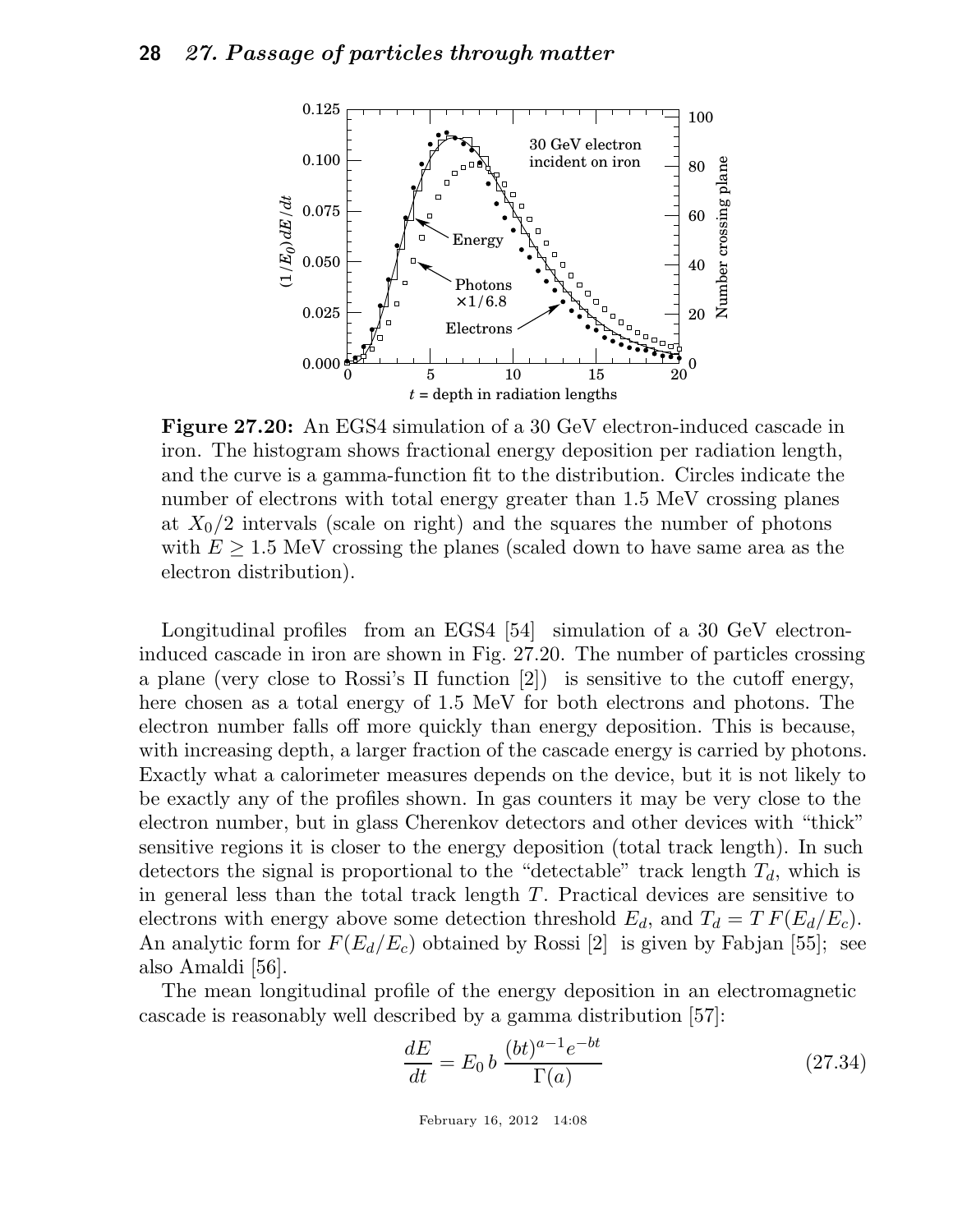**Figure 27.20:** An EGS4 simulation of a 30 GeV electron-induced cascade in iron. The histogram shows fractional energy deposition per radiation length, and the curve is a gamma-function fit to the distribution. Circles indicate the number of electrons with total energy greater than 1.5 MeV crossing planes at $X_0/2$ intervals (scale on right) and the squares the number of photons with $E \geq 1.5$ MeV crossing the planes (scaled down to have same area as the electron distribution).

Longitudinal profiles from an EGS4 [54] simulation of a 30 GeV electron-induced cascade in iron are shown in Fig. 27.20. The number of particles crossing a plane (very close to Rossi's $\Pi$ function [2]) is sensitive to the cutoff energy, here chosen as a total energy of 1.5 MeV for both electrons and photons. The electron number falls off more quickly than energy deposition. This is because, with increasing depth, a larger fraction of the cascade energy is carried by photons. Exactly what a calorimeter measures depends on the device, but it is not likely to be exactly any of the profiles shown. In gas counters it may be very close to the electron number, but in glass Cherenkov detectors and other devices with "thick" sensitive regions it is closer to the energy deposition (total track length). In such detectors the signal is proportional to the "detectable" track length $T_d$, which is in general less than the total track length $T$. Practical devices are sensitive to electrons with energy above some detection threshold $E_d$, and $T_d = T\,F(E_d/E_c)$. An analytic form for $F(E_d/E_c)$ obtained by Rossi [2] is given by Fabjan [55]; see also Amaldi [56].

The mean longitudinal profile of the energy deposition in an electromagnetic cascade is reasonably well described by a gamma distribution [57]:

$$\frac{dE}{dt} = E_0\, b\, \frac{(bt)^{a-1} e^{-bt}}{\Gamma(a)} \tag{27.34}$$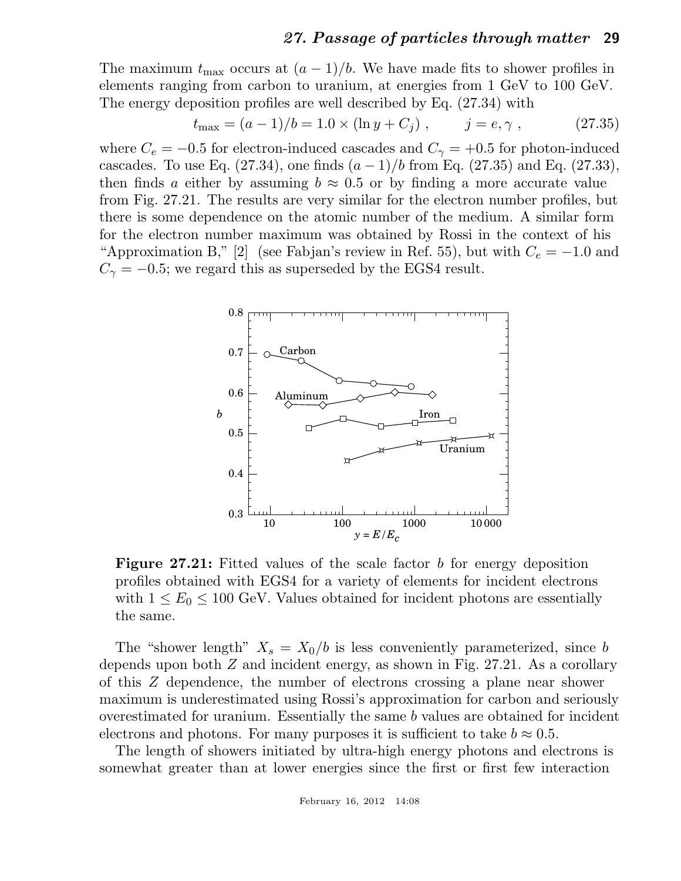The maximum $t_{\max}$ occurs at $(a-1)/b$. We have made fits to shower profiles in elements ranging from carbon to uranium, at energies from 1 GeV to 100 GeV. The energy deposition profiles are well described by Eq. (27.34) with

$$t_{\max} = (a-1)/b = 1.0 \times (\ln y + C_j)\ , \qquad j = e, \gamma\ , \tag{27.35}$$

where $C_e = -0.5$ for electron-induced cascades and $C_\gamma = +0.5$ for photon-induced cascades. To use Eq. (27.34), one finds $(a-1)/b$ from Eq. (27.35) and Eq. (27.33), then finds $a$ either by assuming $b \approx 0.5$ or by finding a more accurate value from Fig. 27.21. The results are very similar for the electron number profiles, but there is some dependence on the atomic number of the medium. A similar form for the electron number maximum was obtained by Rossi in the context of his "Approximation B," [2] (see Fabjan's review in Ref. 55), but with $C_e = -1.0$ and $C_\gamma = -0.5$; we regard this as superseded by the EGS4 result.

**Figure 27.21:** Fitted values of the scale factor $b$ for energy deposition profiles obtained with EGS4 for a variety of elements for incident electrons with $1 \leq E_0 \leq 100$ GeV. Values obtained for incident photons are essentially the same.

The "shower length" $X_s = X_0/b$ is less conveniently parameterized, since $b$ depends upon both $Z$ and incident energy, as shown in Fig. 27.21. As a corollary of this $Z$ dependence, the number of electrons crossing a plane near shower maximum is underestimated using Rossi's approximation for carbon and seriously overestimated for uranium. Essentially the same $b$ values are obtained for incident electrons and photons. For many purposes it is sufficient to take $b \approx 0.5$.

The length of showers initiated by ultra-high energy photons and electrons is somewhat greater than at lower energies since the first or first few interaction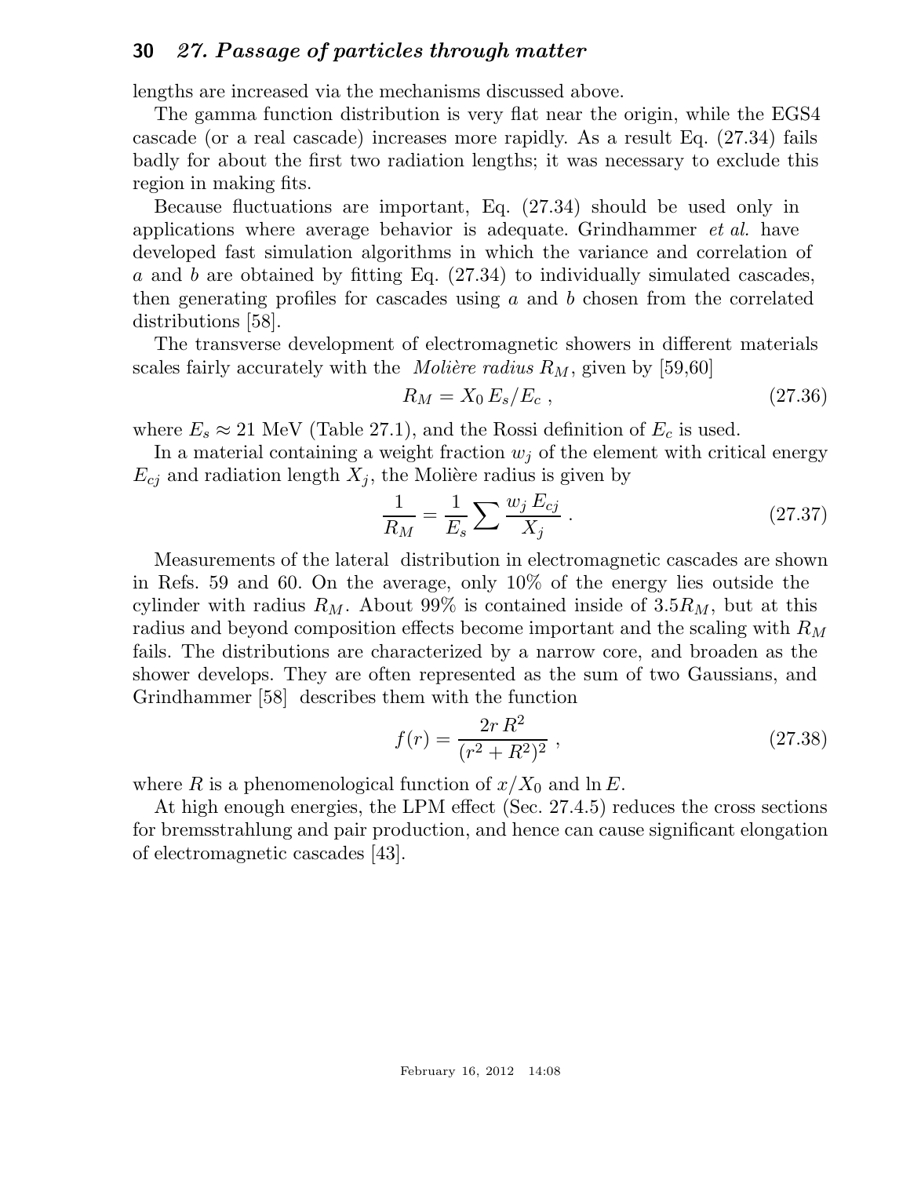lengths are increased via the mechanisms discussed above.

The gamma function distribution is very flat near the origin, while the EGS4 cascade (or a real cascade) increases more rapidly. As a result Eq. (27.34) fails badly for about the first two radiation lengths; it was necessary to exclude this region in making fits.

Because fluctuations are important, Eq. (27.34) should be used only in applications where average behavior is adequate. Grindhammer *et al.* have developed fast simulation algorithms in which the variance and correlation of $a$ and $b$ are obtained by fitting Eq. (27.34) to individually simulated cascades, then generating profiles for cascades using $a$ and $b$ chosen from the correlated distributions [58].

The transverse development of electromagnetic showers in different materials scales fairly accurately with the *Molière radius* $R_M$, given by [59,60]

$$R_M = X_0 \, E_s / E_c \ , \tag{27.36}$$

where $E_s \approx 21$ MeV (Table 27.1), and the Rossi definition of $E_c$ is used.

In a material containing a weight fraction $w_j$ of the element with critical energy $E_{cj}$ and radiation length $X_j$, the Molière radius is given by

$$\frac{1}{R_M} = \frac{1}{E_s} \sum \frac{w_j \, E_{cj}}{X_j} \ . \tag{27.37}$$

Measurements of the lateral distribution in electromagnetic cascades are shown in Refs. 59 and 60. On the average, only 10% of the energy lies outside the cylinder with radius $R_M$. About 99% is contained inside of $3.5R_M$, but at this radius and beyond composition effects become important and the scaling with $R_M$ fails. The distributions are characterized by a narrow core, and broaden as the shower develops. They are often represented as the sum of two Gaussians, and Grindhammer [58] describes them with the function

$$f(r) = \frac{2r \, R^2}{(r^2 + R^2)^2} \ , \tag{27.38}$$

where $R$ is a phenomenological function of $x/X_0$ and $\ln E$.

At high enough energies, the LPM effect (Sec. 27.4.5) reduces the cross sections for bremsstrahlung and pair production, and hence can cause significant elongation of electromagnetic cascades [43].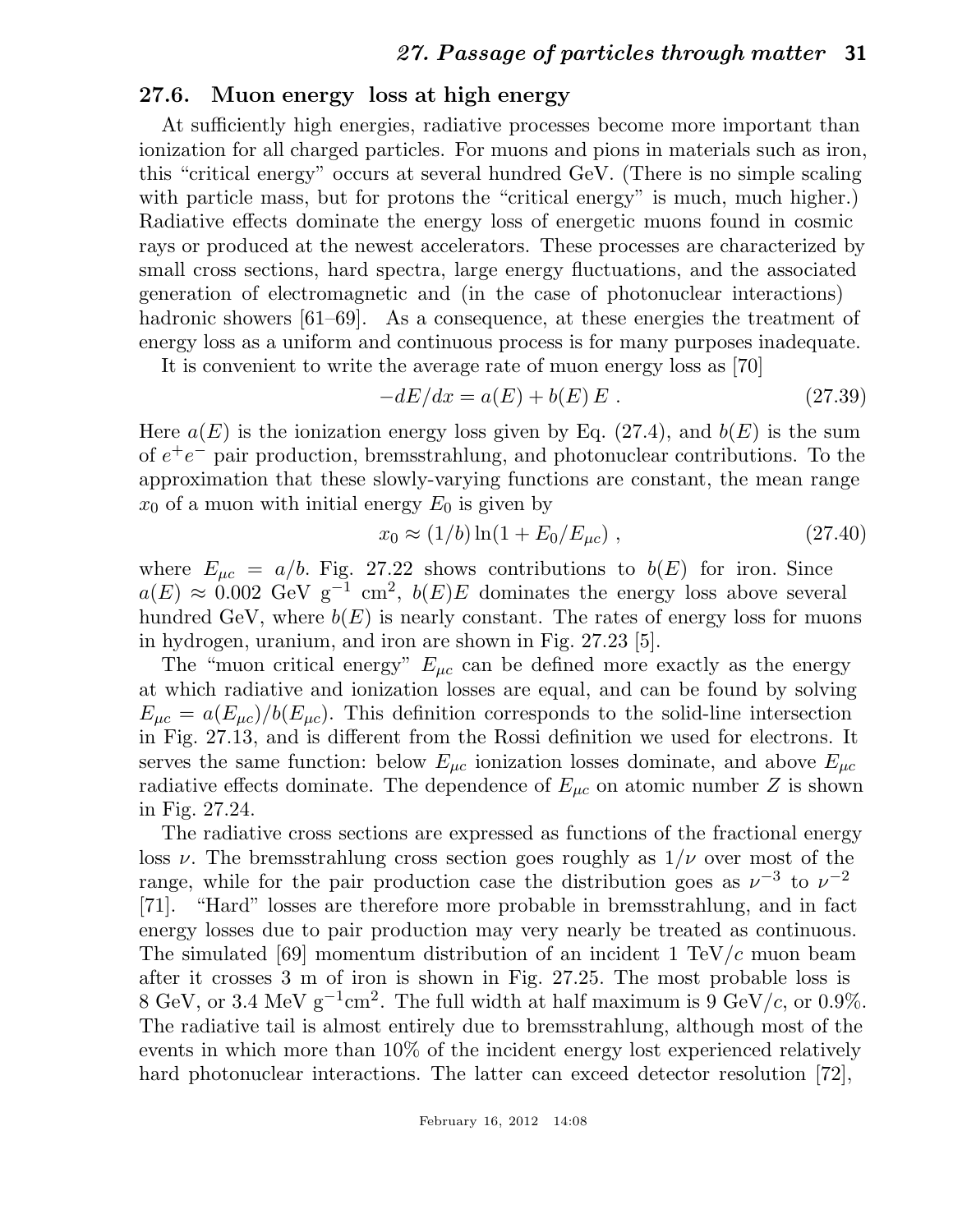## 27.6. Muon energy loss at high energy

At sufficiently high energies, radiative processes become more important than ionization for all charged particles. For muons and pions in materials such as iron, this "critical energy" occurs at several hundred GeV. (There is no simple scaling with particle mass, but for protons the "critical energy" is much, much higher.) Radiative effects dominate the energy loss of energetic muons found in cosmic rays or produced at the newest accelerators. These processes are characterized by small cross sections, hard spectra, large energy fluctuations, and the associated generation of electromagnetic and (in the case of photonuclear interactions) hadronic showers [61–69]. As a consequence, at these energies the treatment of energy loss as a uniform and continuous process is for many purposes inadequate.

It is convenient to write the average rate of muon energy loss as [70]

$$-dE/dx = a(E) + b(E)\,E\ . \tag{27.39}$$

Here $a(E)$ is the ionization energy loss given by Eq. (27.4), and $b(E)$ is the sum of $e^+e^-$ pair production, bremsstrahlung, and photonuclear contributions. To the approximation that these slowly-varying functions are constant, the mean range $x_0$ of a muon with initial energy $E_0$ is given by

$$x_0 \approx (1/b)\ln(1 + E_0/E_{\mu c})\ , \tag{27.40}$$

where $E_{\mu c} = a/b$. Fig. 27.22 shows contributions to $b(E)$ for iron. Since $a(E) \approx 0.002$ GeV g$^{-1}$ cm$^2$, $b(E)E$ dominates the energy loss above several hundred GeV, where $b(E)$ is nearly constant. The rates of energy loss for muons in hydrogen, uranium, and iron are shown in Fig. 27.23 [5].

The "muon critical energy" $E_{\mu c}$ can be defined more exactly as the energy at which radiative and ionization losses are equal, and can be found by solving $E_{\mu c} = a(E_{\mu c})/b(E_{\mu c})$. This definition corresponds to the solid-line intersection in Fig. 27.13, and is different from the Rossi definition we used for electrons. It serves the same function: below $E_{\mu c}$ ionization losses dominate, and above $E_{\mu c}$ radiative effects dominate. The dependence of $E_{\mu c}$ on atomic number $Z$ is shown in Fig. 27.24.

The radiative cross sections are expressed as functions of the fractional energy loss $\nu$. The bremsstrahlung cross section goes roughly as $1/\nu$ over most of the range, while for the pair production case the distribution goes as $\nu^{-3}$ to $\nu^{-2}$ [71]. "Hard" losses are therefore more probable in bremsstrahlung, and in fact energy losses due to pair production may very nearly be treated as continuous. The simulated [69] momentum distribution of an incident 1 TeV/$c$ muon beam after it crosses 3 m of iron is shown in Fig. 27.25. The most probable loss is 8 GeV, or 3.4 MeV g$^{-1}$cm$^2$. The full width at half maximum is 9 GeV/$c$, or 0.9%. The radiative tail is almost entirely due to bremsstrahlung, although most of the events in which more than 10% of the incident energy lost experienced relatively hard photonuclear interactions. The latter can exceed detector resolution [72],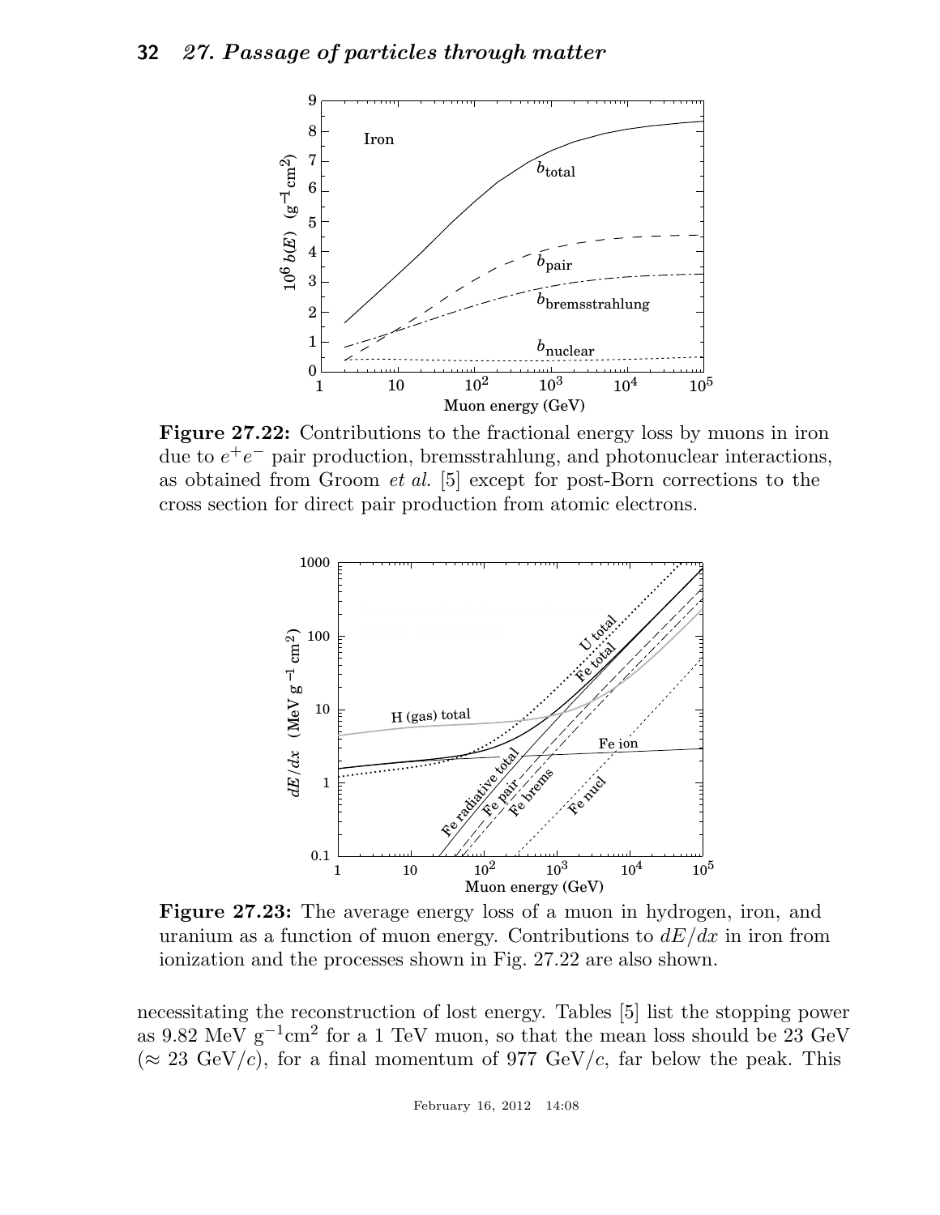**Figure 27.22:** Contributions to the fractional energy loss by muons in iron due to $e^+e^-$ pair production, bremsstrahlung, and photonuclear interactions, as obtained from Groom *et al.* [5] except for post-Born corrections to the cross section for direct pair production from atomic electrons.

**Figure 27.23:** The average energy loss of a muon in hydrogen, iron, and uranium as a function of muon energy. Contributions to $dE/dx$ in iron from ionization and the processes shown in Fig. 27.22 are also shown.

necessitating the reconstruction of lost energy. Tables [5] list the stopping power as 9.82 MeV $\text{g}^{-1}\text{cm}^2$ for a 1 TeV muon, so that the mean loss should be 23 GeV ($\approx$ 23 GeV/$c$), for a final momentum of 977 GeV/$c$, far below the peak. This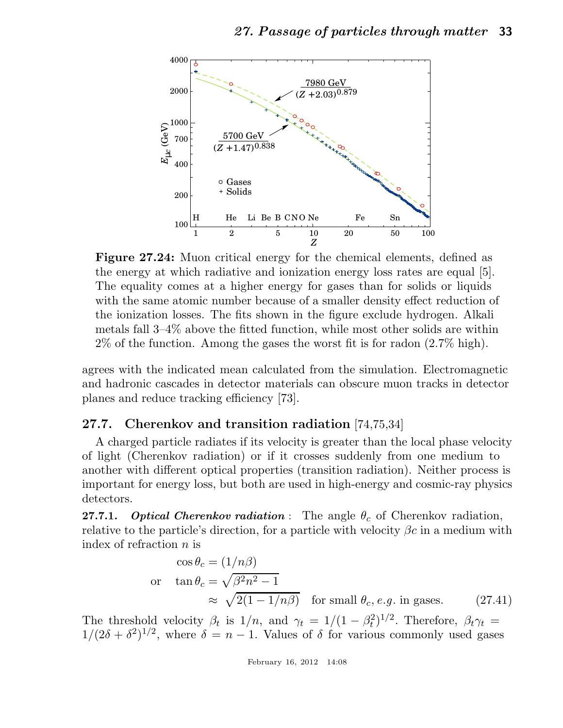**Figure 27.24:** Muon critical energy for the chemical elements, defined as the energy at which radiative and ionization energy loss rates are equal [5]. The equality comes at a higher energy for gases than for solids or liquids with the same atomic number because of a smaller density effect reduction of the ionization losses. The fits shown in the figure exclude hydrogen. Alkali metals fall 3–4% above the fitted function, while most other solids are within 2% of the function. Among the gases the worst fit is for radon (2.7% high).

agrees with the indicated mean calculated from the simulation. Electromagnetic and hadronic cascades in detector materials can obscure muon tracks in detector planes and reduce tracking efficiency [73].

## 27.7. Cherenkov and transition radiation [74,75,34]

A charged particle radiates if its velocity is greater than the local phase velocity of light (Cherenkov radiation) or if it crosses suddenly from one medium to another with different optical properties (transition radiation). Neither process is important for energy loss, but both are used in high-energy and cosmic-ray physics detectors.

**27.7.1.** ***Optical Cherenkov radiation*** : The angle $\theta_c$ of Cherenkov radiation, relative to the particle's direction, for a particle with velocity $\beta c$ in a medium with index of refraction $n$ is

$$\cos\theta_c = (1/n\beta)$$

$$\text{or} \quad \tan\theta_c = \sqrt{\beta^2 n^2 - 1}$$

$$\approx \sqrt{2(1 - 1/n\beta)} \quad \text{for small } \theta_c, \textit{e.g.} \text{ in gases.} \tag{27.41}$$

The threshold velocity $\beta_t$ is $1/n$, and $\gamma_t = 1/(1-\beta_t^2)^{1/2}$. Therefore, $\beta_t\gamma_t = 1/(2\delta + \delta^2)^{1/2}$, where $\delta = n - 1$. Values of $\delta$ for various commonly used gases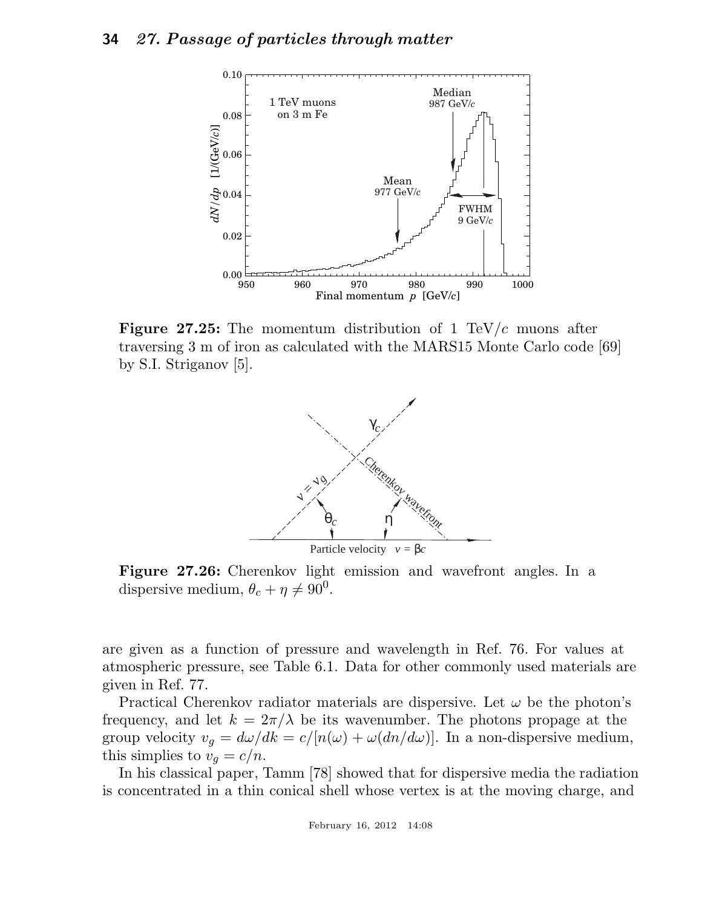**Figure 27.25:** The momentum distribution of 1 TeV/$c$ muons after traversing 3 m of iron as calculated with the MARS15 Monte Carlo code [69] by S.I. Striganov [5].

**Figure 27.26:** Cherenkov light emission and wavefront angles. In a dispersive medium, $\theta_c + \eta \neq 90^0$.

are given as a function of pressure and wavelength in Ref. 76. For values at atmospheric pressure, see Table 6.1. Data for other commonly used materials are given in Ref. 77.

Practical Cherenkov radiator materials are dispersive. Let $\omega$ be the photon's frequency, and let $k = 2\pi/\lambda$ be its wavenumber. The photons propage at the group velocity $v_g = d\omega/dk = c/[n(\omega) + \omega(dn/d\omega)]$. In a non-dispersive medium, this simplies to $v_g = c/n$.

In his classical paper, Tamm [78] showed that for dispersive media the radiation is concentrated in a thin conical shell whose vertex is at the moving charge, and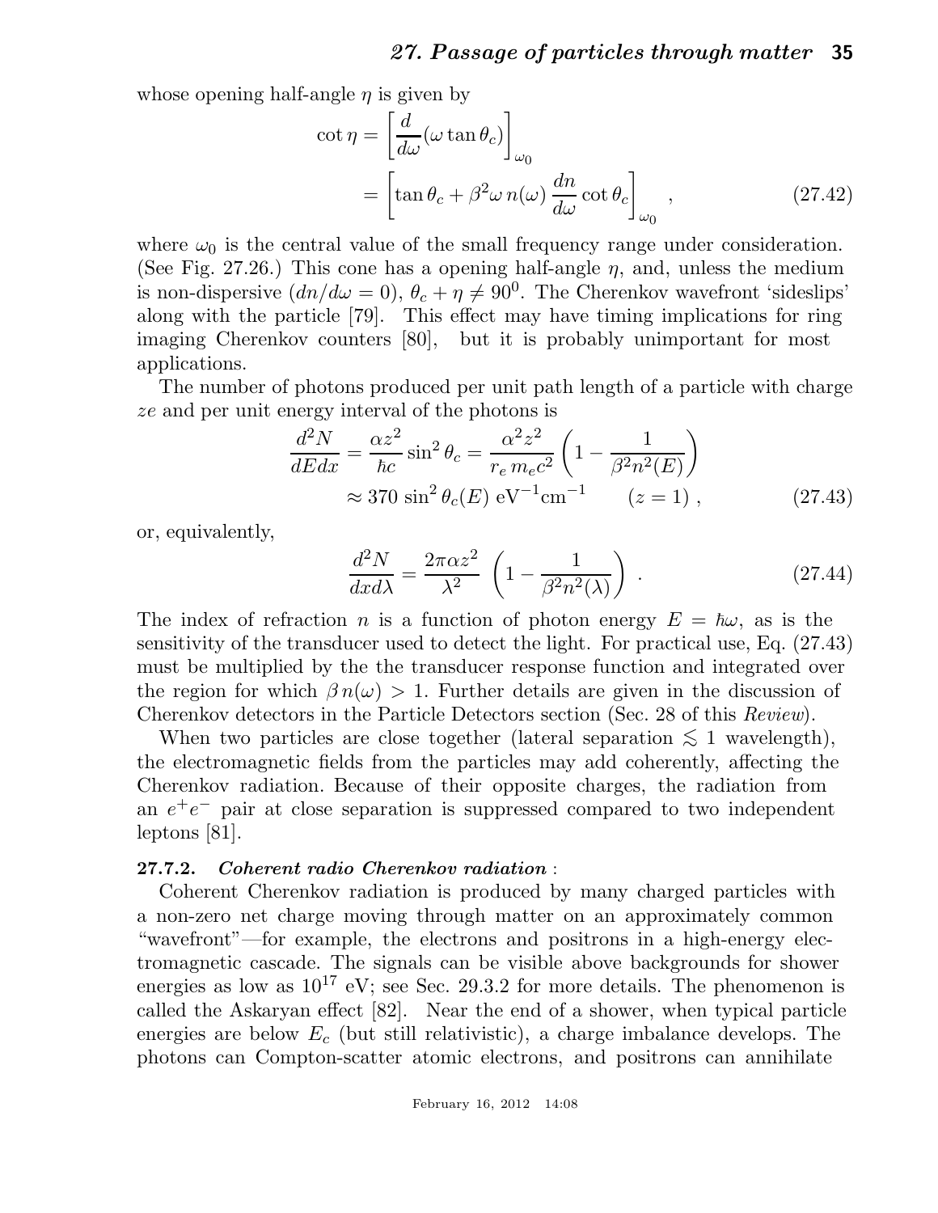whose opening half-angle $\eta$ is given by

$$\cot \eta = \left[ \frac{d}{d\omega}(\omega \tan \theta_c) \right]_{\omega_0} = \left[ \tan \theta_c + \beta^2 \omega \, n(\omega) \, \frac{dn}{d\omega} \cot \theta_c \right]_{\omega_0} , \tag{27.42}$$

where $\omega_0$ is the central value of the small frequency range under consideration. (See Fig. 27.26.) This cone has a opening half-angle $\eta$, and, unless the medium is non-dispersive ($dn/d\omega = 0$), $\theta_c + \eta \neq 90^0$. The Cherenkov wavefront 'sideslips' along with the particle [79]. This effect may have timing implications for ring imaging Cherenkov counters [80], but it is probably unimportant for most applications.

The number of photons produced per unit path length of a particle with charge $ze$ and per unit energy interval of the photons is

$$\frac{d^2N}{dEdx} = \frac{\alpha z^2}{\hbar c} \sin^2 \theta_c = \frac{\alpha^2 z^2}{r_e \, m_e c^2} \left( 1 - \frac{1}{\beta^2 n^2(E)} \right) \approx 370 \, \sin^2 \theta_c(E) \text{ eV}^{-1}\text{cm}^{-1} \qquad (z = 1) \, , \tag{27.43}$$

or, equivalently,

$$\frac{d^2N}{dx d\lambda} = \frac{2\pi \alpha z^2}{\lambda^2} \left( 1 - \frac{1}{\beta^2 n^2(\lambda)} \right) \, . \tag{27.44}$$

The index of refraction $n$ is a function of photon energy $E = \hbar\omega$, as is the sensitivity of the transducer used to detect the light. For practical use, Eq. (27.43) must be multiplied by the the transducer response function and integrated over the region for which $\beta \, n(\omega) > 1$. Further details are given in the discussion of Cherenkov detectors in the Particle Detectors section (Sec. 28 of this *Review*).

When two particles are close together (lateral separation $\lesssim 1$ wavelength), the electromagnetic fields from the particles may add coherently, affecting the Cherenkov radiation. Because of their opposite charges, the radiation from an $e^+e^-$ pair at close separation is suppressed compared to two independent leptons [81].

#### 27.7.2. *Coherent radio Cherenkov radiation* :

Coherent Cherenkov radiation is produced by many charged particles with a non-zero net charge moving through matter on an approximately common "wavefront"—for example, the electrons and positrons in a high-energy electromagnetic cascade. The signals can be visible above backgrounds for shower energies as low as $10^{17}$ eV; see Sec. 29.3.2 for more details. The phenomenon is called the Askaryan effect [82]. Near the end of a shower, when typical particle energies are below $E_c$ (but still relativistic), a charge imbalance develops. The photons can Compton-scatter atomic electrons, and positrons can annihilate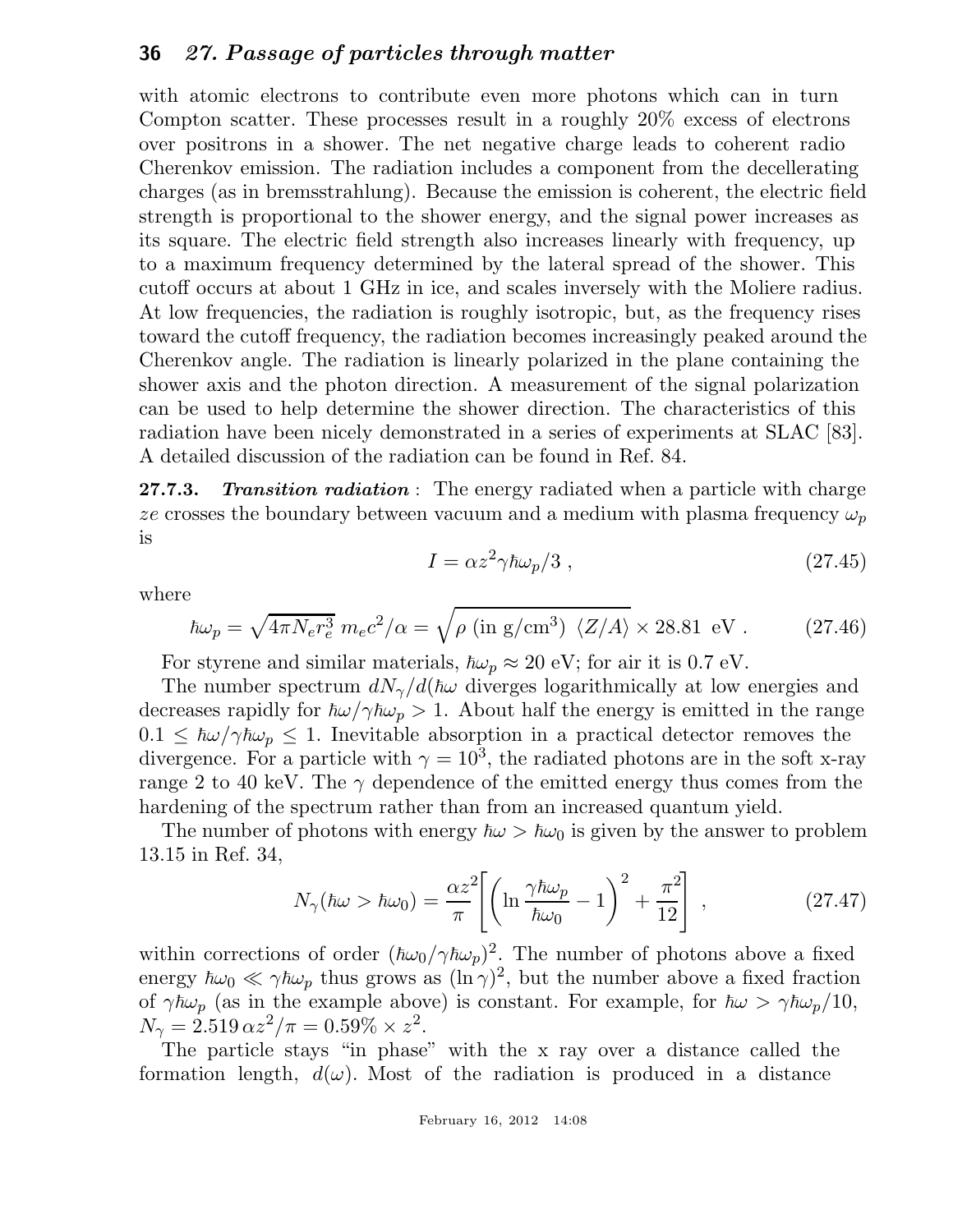with atomic electrons to contribute even more photons which can in turn Compton scatter. These processes result in a roughly 20% excess of electrons over positrons in a shower. The net negative charge leads to coherent radio Cherenkov emission. The radiation includes a component from the decellerating charges (as in bremsstrahlung). Because the emission is coherent, the electric field strength is proportional to the shower energy, and the signal power increases as its square. The electric field strength also increases linearly with frequency, up to a maximum frequency determined by the lateral spread of the shower. This cutoff occurs at about 1 GHz in ice, and scales inversely with the Moliere radius. At low frequencies, the radiation is roughly isotropic, but, as the frequency rises toward the cutoff frequency, the radiation becomes increasingly peaked around the Cherenkov angle. The radiation is linearly polarized in the plane containing the shower axis and the photon direction. A measurement of the signal polarization can be used to help determine the shower direction. The characteristics of this radiation have been nicely demonstrated in a series of experiments at SLAC [83]. A detailed discussion of the radiation can be found in Ref. 84.

**27.7.3.** ***Transition radiation*** : The energy radiated when a particle with charge $ze$ crosses the boundary between vacuum and a medium with plasma frequency $\omega_p$ is

$$I = \alpha z^2 \gamma \hbar\omega_p / 3 \; , \tag{27.45}$$

where

$$\hbar\omega_p = \sqrt{4\pi N_e r_e^3}\; m_e c^2/\alpha = \sqrt{\rho \; (\text{in g/cm}^3) \; \langle Z/A \rangle} \times 28.81 \;\; \text{eV} \; . \tag{27.46}$$

For styrene and similar materials, $\hbar\omega_p \approx 20$ eV; for air it is 0.7 eV.

The number spectrum $dN_\gamma/d(\hbar\omega$ diverges logarithmically at low energies and decreases rapidly for $\hbar\omega/\gamma\hbar\omega_p > 1$. About half the energy is emitted in the range $0.1 \leq \hbar\omega/\gamma\hbar\omega_p \leq 1$. Inevitable absorption in a practical detector removes the divergence. For a particle with $\gamma = 10^3$, the radiated photons are in the soft x-ray range 2 to 40 keV. The $\gamma$ dependence of the emitted energy thus comes from the hardening of the spectrum rather than from an increased quantum yield.

The number of photons with energy $\hbar\omega > \hbar\omega_0$ is given by the answer to problem 13.15 in Ref. 34,

$$N_\gamma(\hbar\omega > \hbar\omega_0) = \frac{\alpha z^2}{\pi}\left[\left(\ln\frac{\gamma\hbar\omega_p}{\hbar\omega_0} - 1\right)^2 + \frac{\pi^2}{12}\right] \; , \tag{27.47}$$

within corrections of order $(\hbar\omega_0/\gamma\hbar\omega_p)^2$. The number of photons above a fixed energy $\hbar\omega_0 \ll \gamma\hbar\omega_p$ thus grows as $(\ln\gamma)^2$, but the number above a fixed fraction of $\gamma\hbar\omega_p$ (as in the example above) is constant. For example, for $\hbar\omega > \gamma\hbar\omega_p/10$, $N_\gamma = 2.519\,\alpha z^2/\pi = 0.59\% \times z^2$.

The particle stays "in phase" with the x ray over a distance called the formation length, $d(\omega)$. Most of the radiation is produced in a distance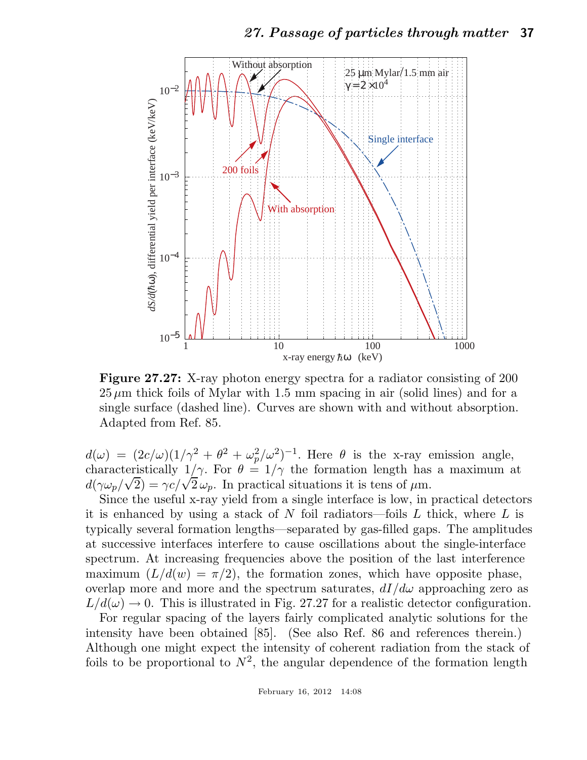**Figure 27.27:** X-ray photon energy spectra for a radiator consisting of 200 25 $\mu$m thick foils of Mylar with 1.5 mm spacing in air (solid lines) and for a single surface (dashed line). Curves are shown with and without absorption. Adapted from Ref. 85.

$d(\omega) = (2c/\omega)(1/\gamma^2 + \theta^2 + \omega_p^2/\omega^2)^{-1}$. Here $\theta$ is the x-ray emission angle, characteristically $1/\gamma$. For $\theta = 1/\gamma$ the formation length has a maximum at $d(\gamma\omega_p/\sqrt{2}) = \gamma c/\sqrt{2}\,\omega_p$. In practical situations it is tens of $\mu$m.

Since the useful x-ray yield from a single interface is low, in practical detectors it is enhanced by using a stack of $N$ foil radiators—foils $L$ thick, where $L$ is typically several formation lengths—separated by gas-filled gaps. The amplitudes at successive interfaces interfere to cause oscillations about the single-interface spectrum. At increasing frequencies above the position of the last interference maximum ($L/d(w) = \pi/2$), the formation zones, which have opposite phase, overlap more and more and the spectrum saturates, $dI/d\omega$ approaching zero as $L/d(\omega) \rightarrow 0$. This is illustrated in Fig. 27.27 for a realistic detector configuration.

For regular spacing of the layers fairly complicated analytic solutions for the intensity have been obtained [85]. (See also Ref. 86 and references therein.) Although one might expect the intensity of coherent radiation from the stack of foils to be proportional to $N^2$, the angular dependence of the formation length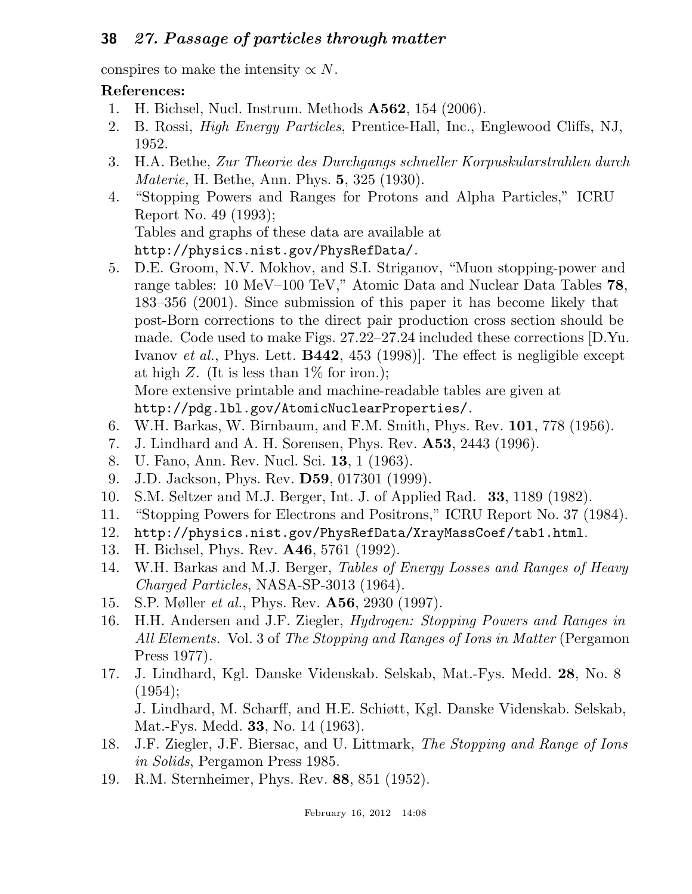conspires to make the intensity $\propto N$.

**References:**

1. H. Bichsel, Nucl. Instrum. Methods **A562**, 154 (2006).
2. B. Rossi, *High Energy Particles*, Prentice-Hall, Inc., Englewood Cliffs, NJ, 1952.
3. H.A. Bethe, *Zur Theorie des Durchgangs schneller Korpuskularstrahlen durch Materie,* H. Bethe, Ann. Phys. **5**, 325 (1930).
4. "Stopping Powers and Ranges for Protons and Alpha Particles," ICRU Report No. 49 (1993);
   Tables and graphs of these data are available at
   `http://physics.nist.gov/PhysRefData/`.
5. D.E. Groom, N.V. Mokhov, and S.I. Striganov, "Muon stopping-power and range tables: 10 MeV–100 TeV," Atomic Data and Nuclear Data Tables **78**, 183–356 (2001). Since submission of this paper it has become likely that post-Born corrections to the direct pair production cross section should be made. Code used to make Figs. 27.22–27.24 included these corrections [D.Yu. Ivanov *et al.*, Phys. Lett. **B442**, 453 (1998)]. The effect is negligible except at high $Z$. (It is less than 1% for iron.);
   More extensive printable and machine-readable tables are given at
   `http://pdg.lbl.gov/AtomicNuclearProperties/`.
6. W.H. Barkas, W. Birnbaum, and F.M. Smith, Phys. Rev. **101**, 778 (1956).
7. J. Lindhard and A. H. Sorensen, Phys. Rev. **A53**, 2443 (1996).
8. U. Fano, Ann. Rev. Nucl. Sci. **13**, 1 (1963).
9. J.D. Jackson, Phys. Rev. **D59**, 017301 (1999).
10. S.M. Seltzer and M.J. Berger, Int. J. of Applied Rad. **33**, 1189 (1982).
11. "Stopping Powers for Electrons and Positrons," ICRU Report No. 37 (1984).
12. `http://physics.nist.gov/PhysRefData/XrayMassCoef/tab1.html`.
13. H. Bichsel, Phys. Rev. **A46**, 5761 (1992).
14. W.H. Barkas and M.J. Berger, *Tables of Energy Losses and Ranges of Heavy Charged Particles*, NASA-SP-3013 (1964).
15. S.P. Møller *et al.*, Phys. Rev. **A56**, 2930 (1997).
16. H.H. Andersen and J.F. Ziegler, *Hydrogen: Stopping Powers and Ranges in All Elements.* Vol. 3 of *The Stopping and Ranges of Ions in Matter* (Pergamon Press 1977).
17. J. Lindhard, Kgl. Danske Videnskab. Selskab, Mat.-Fys. Medd. **28**, No. 8 (1954);
    J. Lindhard, M. Scharff, and H.E. Schiøtt, Kgl. Danske Videnskab. Selskab, Mat.-Fys. Medd. **33**, No. 14 (1963).
18. J.F. Ziegler, J.F. Biersac, and U. Littmark, *The Stopping and Range of Ions in Solids*, Pergamon Press 1985.
19. R.M. Sternheimer, Phys. Rev. **88**, 851 (1952).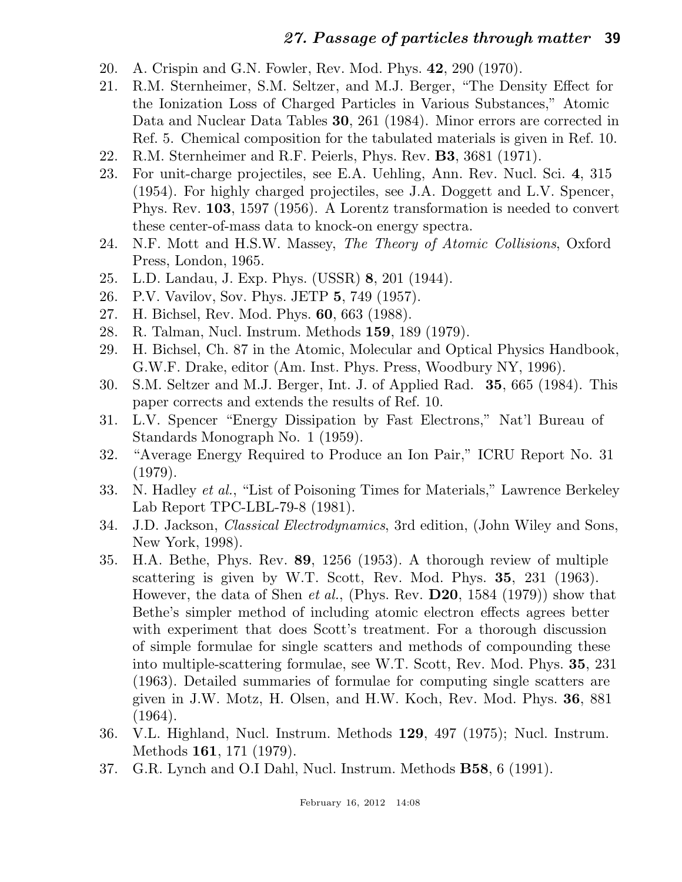20. A. Crispin and G.N. Fowler, Rev. Mod. Phys. **42**, 290 (1970).
21. R.M. Sternheimer, S.M. Seltzer, and M.J. Berger, "The Density Effect for the Ionization Loss of Charged Particles in Various Substances," Atomic Data and Nuclear Data Tables **30**, 261 (1984). Minor errors are corrected in Ref. 5. Chemical composition for the tabulated materials is given in Ref. 10.
22. R.M. Sternheimer and R.F. Peierls, Phys. Rev. **B3**, 3681 (1971).
23. For unit-charge projectiles, see E.A. Uehling, Ann. Rev. Nucl. Sci. **4**, 315 (1954). For highly charged projectiles, see J.A. Doggett and L.V. Spencer, Phys. Rev. **103**, 1597 (1956). A Lorentz transformation is needed to convert these center-of-mass data to knock-on energy spectra.
24. N.F. Mott and H.S.W. Massey, *The Theory of Atomic Collisions*, Oxford Press, London, 1965.
25. L.D. Landau, J. Exp. Phys. (USSR) **8**, 201 (1944).
26. P.V. Vavilov, Sov. Phys. JETP **5**, 749 (1957).
27. H. Bichsel, Rev. Mod. Phys. **60**, 663 (1988).
28. R. Talman, Nucl. Instrum. Methods **159**, 189 (1979).
29. H. Bichsel, Ch. 87 in the Atomic, Molecular and Optical Physics Handbook, G.W.F. Drake, editor (Am. Inst. Phys. Press, Woodbury NY, 1996).
30. S.M. Seltzer and M.J. Berger, Int. J. of Applied Rad. **35**, 665 (1984). This paper corrects and extends the results of Ref. 10.
31. L.V. Spencer "Energy Dissipation by Fast Electrons," Nat'l Bureau of Standards Monograph No. 1 (1959).
32. "Average Energy Required to Produce an Ion Pair," ICRU Report No. 31 (1979).
33. N. Hadley *et al.*, "List of Poisoning Times for Materials," Lawrence Berkeley Lab Report TPC-LBL-79-8 (1981).
34. J.D. Jackson, *Classical Electrodynamics*, 3rd edition, (John Wiley and Sons, New York, 1998).
35. H.A. Bethe, Phys. Rev. **89**, 1256 (1953). A thorough review of multiple scattering is given by W.T. Scott, Rev. Mod. Phys. **35**, 231 (1963). However, the data of Shen *et al.*, (Phys. Rev. **D20**, 1584 (1979)) show that Bethe's simpler method of including atomic electron effects agrees better with experiment that does Scott's treatment. For a thorough discussion of simple formulae for single scatters and methods of compounding these into multiple-scattering formulae, see W.T. Scott, Rev. Mod. Phys. **35**, 231 (1963). Detailed summaries of formulae for computing single scatters are given in J.W. Motz, H. Olsen, and H.W. Koch, Rev. Mod. Phys. **36**, 881 (1964).
36. V.L. Highland, Nucl. Instrum. Methods **129**, 497 (1975); Nucl. Instrum. Methods **161**, 171 (1979).
37. G.R. Lynch and O.I Dahl, Nucl. Instrum. Methods **B58**, 6 (1991).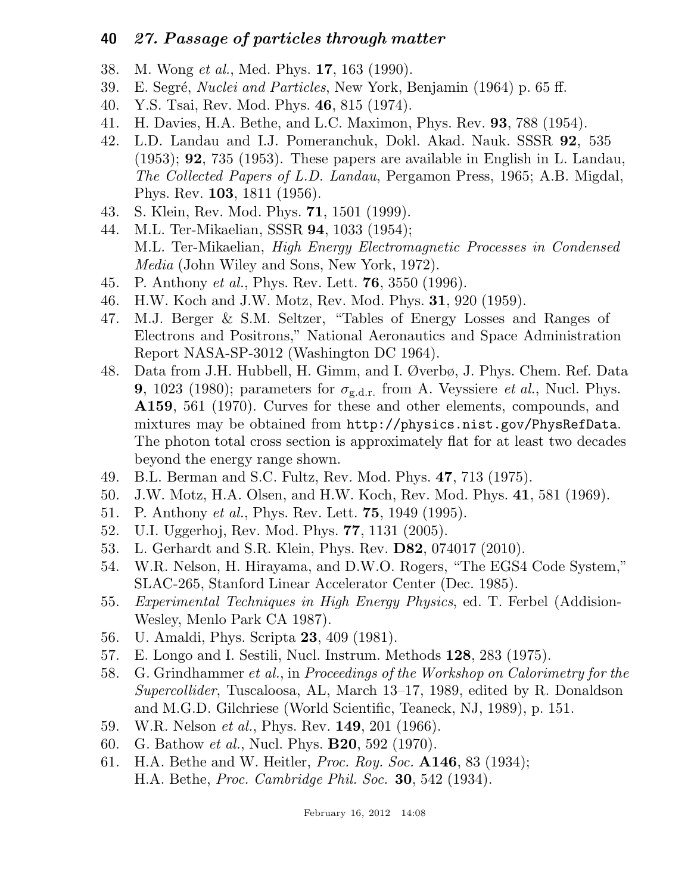38. M. Wong *et al.*, Med. Phys. **17**, 163 (1990).
39. E. Segré, *Nuclei and Particles*, New York, Benjamin (1964) p. 65 ff.
40. Y.S. Tsai, Rev. Mod. Phys. **46**, 815 (1974).
41. H. Davies, H.A. Bethe, and L.C. Maximon, Phys. Rev. **93**, 788 (1954).
42. L.D. Landau and I.J. Pomeranchuk, Dokl. Akad. Nauk. SSSR **92**, 535 (1953); **92**, 735 (1953). These papers are available in English in L. Landau, *The Collected Papers of L.D. Landau*, Pergamon Press, 1965; A.B. Migdal, Phys. Rev. **103**, 1811 (1956).
43. S. Klein, Rev. Mod. Phys. **71**, 1501 (1999).
44. M.L. Ter-Mikaelian, SSSR **94**, 1033 (1954); M.L. Ter-Mikaelian, *High Energy Electromagnetic Processes in Condensed Media* (John Wiley and Sons, New York, 1972).
45. P. Anthony *et al.*, Phys. Rev. Lett. **76**, 3550 (1996).
46. H.W. Koch and J.W. Motz, Rev. Mod. Phys. **31**, 920 (1959).
47. M.J. Berger & S.M. Seltzer, "Tables of Energy Losses and Ranges of Electrons and Positrons," National Aeronautics and Space Administration Report NASA-SP-3012 (Washington DC 1964).
48. Data from J.H. Hubbell, H. Gimm, and I. Øverbø, J. Phys. Chem. Ref. Data **9**, 1023 (1980); parameters for $\sigma_{\text{g.d.r.}}$ from A. Veyssiere *et al.*, Nucl. Phys. **A159**, 561 (1970). Curves for these and other elements, compounds, and mixtures may be obtained from `http://physics.nist.gov/PhysRefData`. The photon total cross section is approximately flat for at least two decades beyond the energy range shown.
49. B.L. Berman and S.C. Fultz, Rev. Mod. Phys. **47**, 713 (1975).
50. J.W. Motz, H.A. Olsen, and H.W. Koch, Rev. Mod. Phys. **41**, 581 (1969).
51. P. Anthony *et al.*, Phys. Rev. Lett. **75**, 1949 (1995).
52. U.I. Uggerhoj, Rev. Mod. Phys. **77**, 1131 (2005).
53. L. Gerhardt and S.R. Klein, Phys. Rev. **D82**, 074017 (2010).
54. W.R. Nelson, H. Hirayama, and D.W.O. Rogers, "The EGS4 Code System," SLAC-265, Stanford Linear Accelerator Center (Dec. 1985).
55. *Experimental Techniques in High Energy Physics*, ed. T. Ferbel (Addision-Wesley, Menlo Park CA 1987).
56. U. Amaldi, Phys. Scripta **23**, 409 (1981).
57. E. Longo and I. Sestili, Nucl. Instrum. Methods **128**, 283 (1975).
58. G. Grindhammer *et al.*, in *Proceedings of the Workshop on Calorimetry for the Supercollider*, Tuscaloosa, AL, March 13–17, 1989, edited by R. Donaldson and M.G.D. Gilchriese (World Scientific, Teaneck, NJ, 1989), p. 151.
59. W.R. Nelson *et al.*, Phys. Rev. **149**, 201 (1966).
60. G. Bathow *et al.*, Nucl. Phys. **B20**, 592 (1970).
61. H.A. Bethe and W. Heitler, *Proc. Roy. Soc.* **A146**, 83 (1934); H.A. Bethe, *Proc. Cambridge Phil. Soc.* **30**, 542 (1934).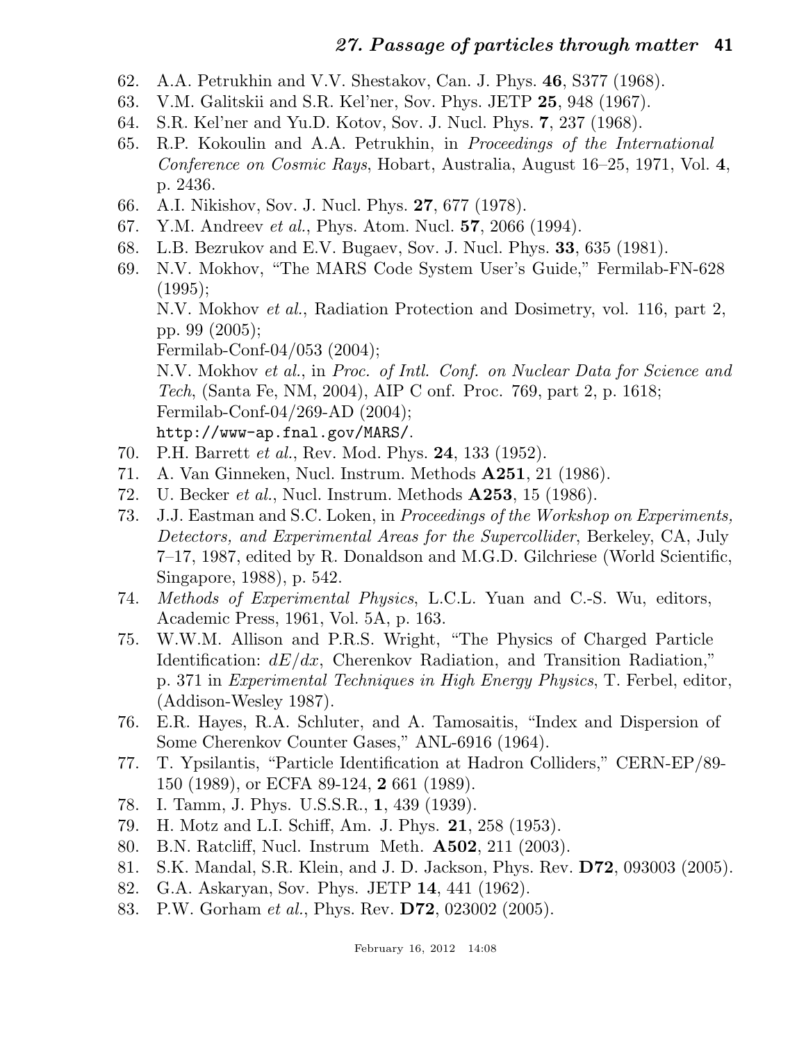62. A.A. Petrukhin and V.V. Shestakov, Can. J. Phys. **46**, S377 (1968).
63. V.M. Galitskii and S.R. Kel'ner, Sov. Phys. JETP **25**, 948 (1967).
64. S.R. Kel'ner and Yu.D. Kotov, Sov. J. Nucl. Phys. **7**, 237 (1968).
65. R.P. Kokoulin and A.A. Petrukhin, in *Proceedings of the International Conference on Cosmic Rays*, Hobart, Australia, August 16–25, 1971, Vol. **4**, p. 2436.
66. A.I. Nikishov, Sov. J. Nucl. Phys. **27**, 677 (1978).
67. Y.M. Andreev *et al.*, Phys. Atom. Nucl. **57**, 2066 (1994).
68. L.B. Bezrukov and E.V. Bugaev, Sov. J. Nucl. Phys. **33**, 635 (1981).
69. N.V. Mokhov, "The MARS Code System User's Guide," Fermilab-FN-628 (1995);
    N.V. Mokhov *et al.*, Radiation Protection and Dosimetry, vol. 116, part 2, pp. 99 (2005);
    Fermilab-Conf-04/053 (2004);
    N.V. Mokhov *et al.*, in *Proc. of Intl. Conf. on Nuclear Data for Science and Tech*, (Santa Fe, NM, 2004), AIP C onf. Proc. 769, part 2, p. 1618;
    Fermilab-Conf-04/269-AD (2004);
    `http://www-ap.fnal.gov/MARS/`.
70. P.H. Barrett *et al.*, Rev. Mod. Phys. **24**, 133 (1952).
71. A. Van Ginneken, Nucl. Instrum. Methods **A251**, 21 (1986).
72. U. Becker *et al.*, Nucl. Instrum. Methods **A253**, 15 (1986).
73. J.J. Eastman and S.C. Loken, in *Proceedings of the Workshop on Experiments, Detectors, and Experimental Areas for the Supercollider*, Berkeley, CA, July 7–17, 1987, edited by R. Donaldson and M.G.D. Gilchriese (World Scientific, Singapore, 1988), p. 542.
74. *Methods of Experimental Physics*, L.C.L. Yuan and C.-S. Wu, editors, Academic Press, 1961, Vol. 5A, p. 163.
75. W.W.M. Allison and P.R.S. Wright, "The Physics of Charged Particle Identification: $dE/dx$, Cherenkov Radiation, and Transition Radiation," p. 371 in *Experimental Techniques in High Energy Physics*, T. Ferbel, editor, (Addison-Wesley 1987).
76. E.R. Hayes, R.A. Schluter, and A. Tamosaitis, "Index and Dispersion of Some Cherenkov Counter Gases," ANL-6916 (1964).
77. T. Ypsilantis, "Particle Identification at Hadron Colliders," CERN-EP/89-150 (1989), or ECFA 89-124, **2** 661 (1989).
78. I. Tamm, J. Phys. U.S.S.R., **1**, 439 (1939).
79. H. Motz and L.I. Schiff, Am. J. Phys. **21**, 258 (1953).
80. B.N. Ratcliff, Nucl. Instrum Meth. **A502**, 211 (2003).
81. S.K. Mandal, S.R. Klein, and J. D. Jackson, Phys. Rev. **D72**, 093003 (2005).
82. G.A. Askaryan, Sov. Phys. JETP **14**, 441 (1962).
83. P.W. Gorham *et al.*, Phys. Rev. **D72**, 023002 (2005).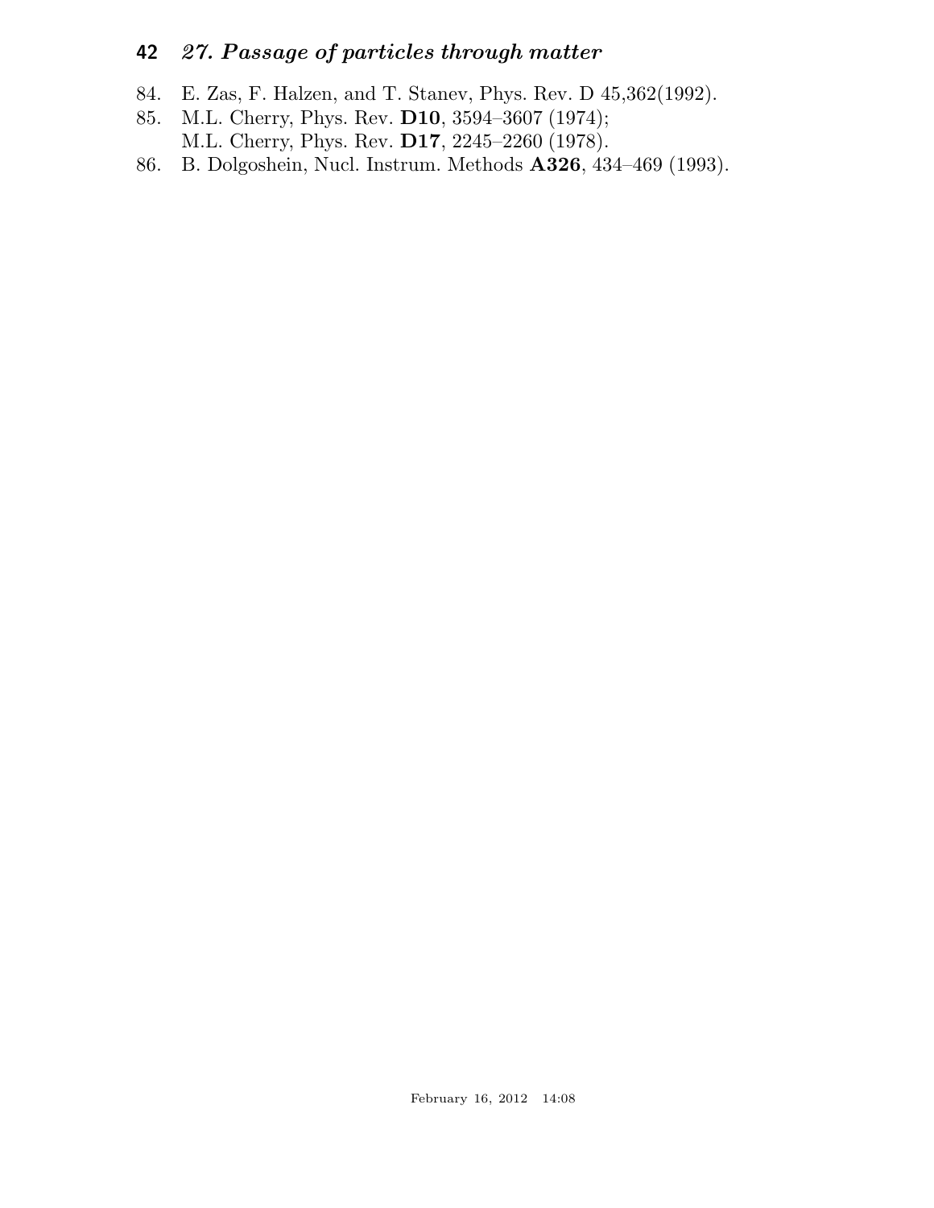84. E. Zas, F. Halzen, and T. Stanev, Phys. Rev. D 45,362(1992).
85. M.L. Cherry, Phys. Rev. **D10**, 3594–3607 (1974);
    M.L. Cherry, Phys. Rev. **D17**, 2245–2260 (1978).
86. B. Dolgoshein, Nucl. Instrum. Methods **A326**, 434–469 (1993).